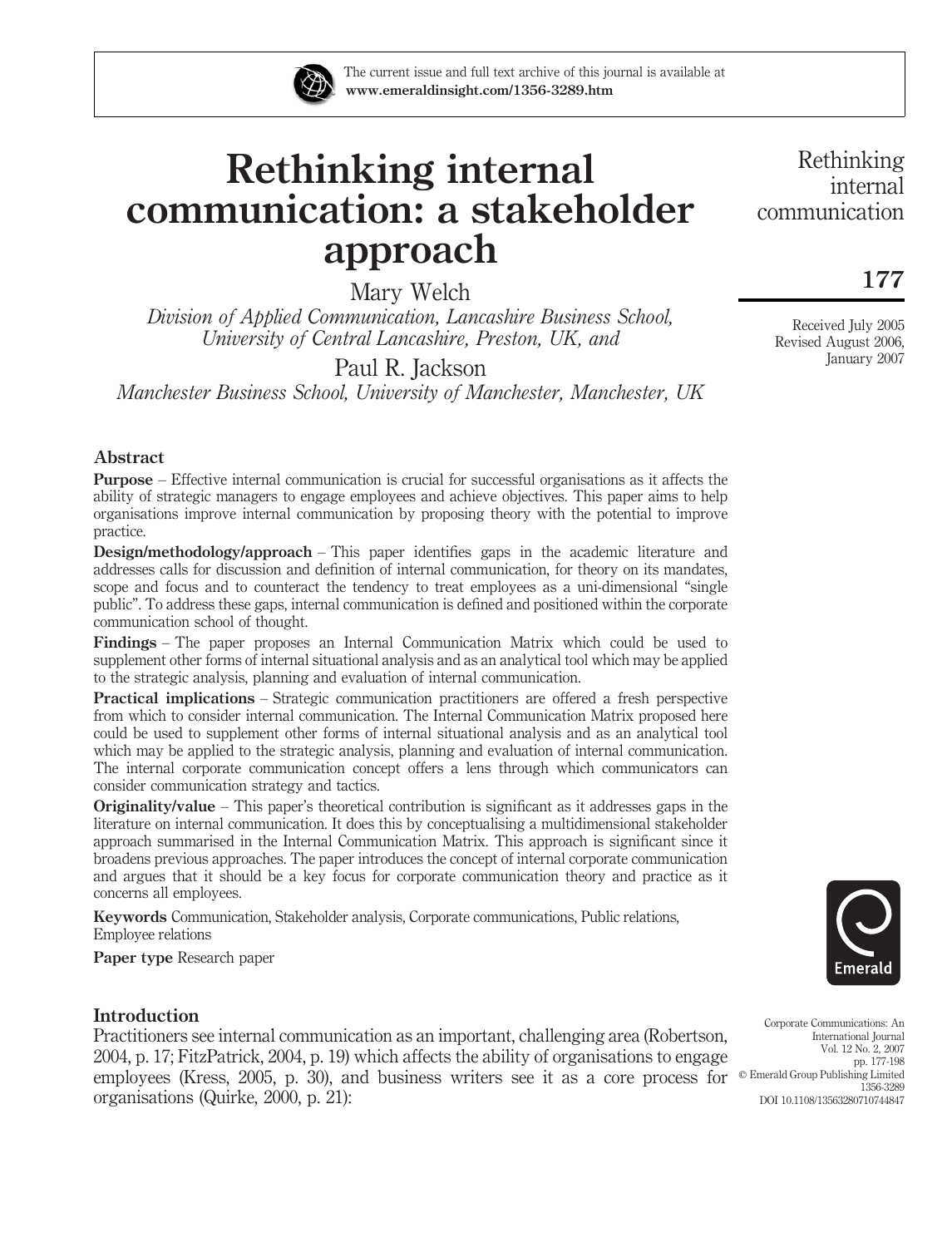The current issue and full text archive of this journal is available at **www.emeraldinsight.com/1356-3289.htm**

# Rethinking internal communication: a stakeholder approach

Mary Welch

*Division of Applied Communication, Lancashire Business School, University of Central Lancashire, Preston, UK, and*

Paul R. Jackson

*Manchester Business School, University of Manchester, Manchester, UK*

Received July 2005
Revised August 2006, January 2007

## Abstract

**Purpose** – Effective internal communication is crucial for successful organisations as it affects the ability of strategic managers to engage employees and achieve objectives. This paper aims to help organisations improve internal communication by proposing theory with the potential to improve practice.

**Design/methodology/approach** – This paper identifies gaps in the academic literature and addresses calls for discussion and definition of internal communication, for theory on its mandates, scope and focus and to counteract the tendency to treat employees as a uni-dimensional "single public". To address these gaps, internal communication is defined and positioned within the corporate communication school of thought.

**Findings** – The paper proposes an Internal Communication Matrix which could be used to supplement other forms of internal situational analysis and as an analytical tool which may be applied to the strategic analysis, planning and evaluation of internal communication.

**Practical implications** – Strategic communication practitioners are offered a fresh perspective from which to consider internal communication. The Internal Communication Matrix proposed here could be used to supplement other forms of internal situational analysis and as an analytical tool which may be applied to the strategic analysis, planning and evaluation of internal communication. The internal corporate communication concept offers a lens through which communicators can consider communication strategy and tactics.

**Originality/value** – This paper's theoretical contribution is significant as it addresses gaps in the literature on internal communication. It does this by conceptualising a multidimensional stakeholder approach summarised in the Internal Communication Matrix. This approach is significant since it broadens previous approaches. The paper introduces the concept of internal corporate communication and argues that it should be a key focus for corporate communication theory and practice as it concerns all employees.

**Keywords** Communication, Stakeholder analysis, Corporate communications, Public relations, Employee relations

**Paper type** Research paper

## Introduction

Practitioners see internal communication as an important, challenging area (Robertson, 2004, p. 17; FitzPatrick, 2004, p. 19) which affects the ability of organisations to engage employees (Kress, 2005, p. 30), and business writers see it as a core process for organisations (Quirke, 2000, p. 21):

Corporate Communications: An International Journal
Vol. 12 No. 2, 2007
pp. 177-198
© Emerald Group Publishing Limited
1356-3289
DOI 10.1108/13563280710744847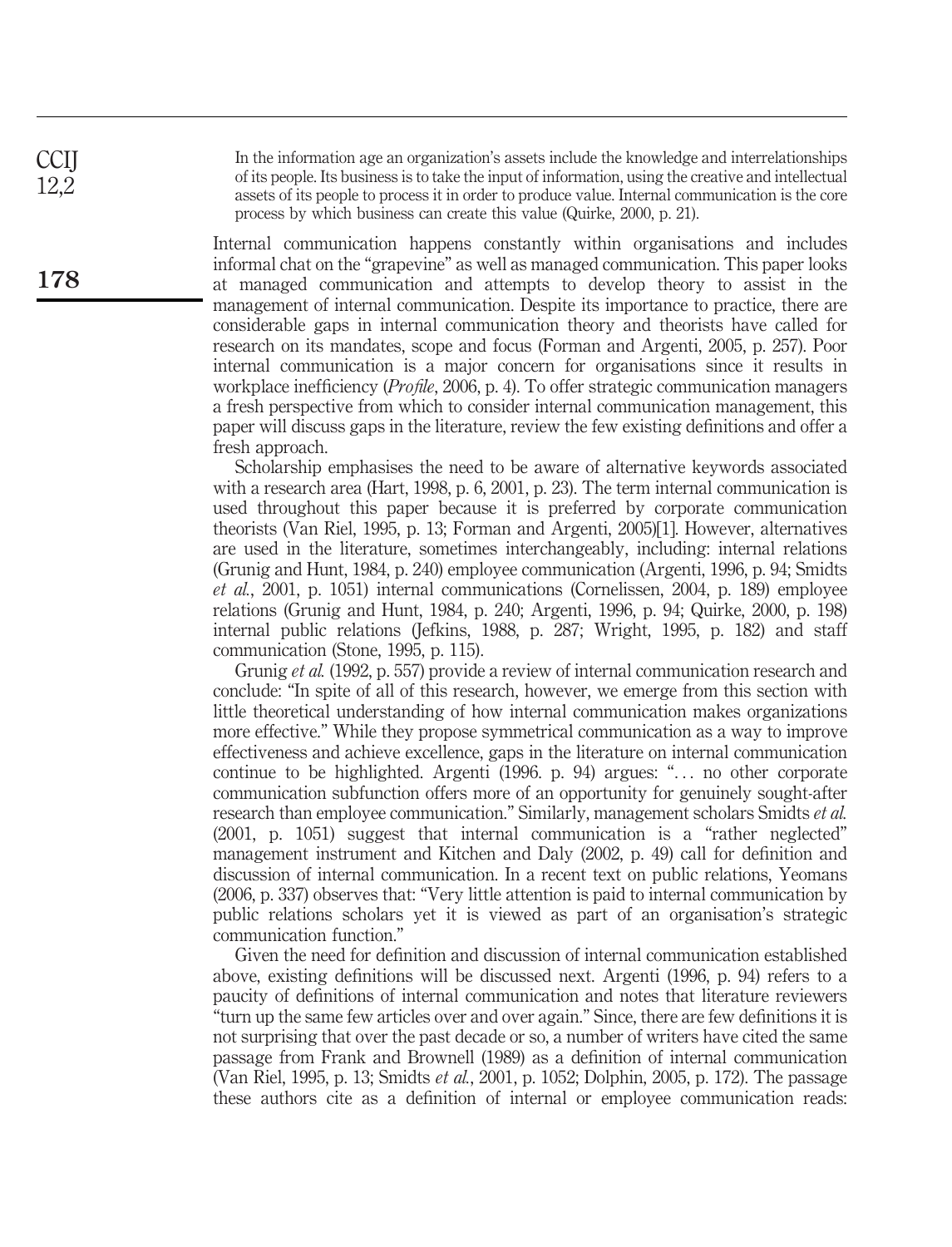> In the information age an organization's assets include the knowledge and interrelationships of its people. Its business is to take the input of information, using the creative and intellectual assets of its people to process it in order to produce value. Internal communication is the core process by which business can create this value (Quirke, 2000, p. 21).

Internal communication happens constantly within organisations and includes informal chat on the "grapevine" as well as managed communication. This paper looks at managed communication and attempts to develop theory to assist in the management of internal communication. Despite its importance to practice, there are considerable gaps in internal communication theory and theorists have called for research on its mandates, scope and focus (Forman and Argenti, 2005, p. 257). Poor internal communication is a major concern for organisations since it results in workplace inefficiency (*Profile*, 2006, p. 4). To offer strategic communication managers a fresh perspective from which to consider internal communication management, this paper will discuss gaps in the literature, review the few existing definitions and offer a fresh approach.

Scholarship emphasises the need to be aware of alternative keywords associated with a research area (Hart, 1998, p. 6, 2001, p. 23). The term internal communication is used throughout this paper because it is preferred by corporate communication theorists (Van Riel, 1995, p. 13; Forman and Argenti, 2005)[1]. However, alternatives are used in the literature, sometimes interchangeably, including: internal relations (Grunig and Hunt, 1984, p. 240) employee communication (Argenti, 1996, p. 94; Smidts *et al.*, 2001, p. 1051) internal communications (Cornelissen, 2004, p. 189) employee relations (Grunig and Hunt, 1984, p. 240; Argenti, 1996, p. 94; Quirke, 2000, p. 198) internal public relations (Jefkins, 1988, p. 287; Wright, 1995, p. 182) and staff communication (Stone, 1995, p. 115).

Grunig *et al.* (1992, p. 557) provide a review of internal communication research and conclude: "In spite of all of this research, however, we emerge from this section with little theoretical understanding of how internal communication makes organizations more effective." While they propose symmetrical communication as a way to improve effectiveness and achieve excellence, gaps in the literature on internal communication continue to be highlighted. Argenti (1996. p. 94) argues: "… no other corporate communication subfunction offers more of an opportunity for genuinely sought-after research than employee communication." Similarly, management scholars Smidts *et al.* (2001, p. 1051) suggest that internal communication is a "rather neglected" management instrument and Kitchen and Daly (2002, p. 49) call for definition and discussion of internal communication. In a recent text on public relations, Yeomans (2006, p. 337) observes that: "Very little attention is paid to internal communication by public relations scholars yet it is viewed as part of an organisation's strategic communication function."

Given the need for definition and discussion of internal communication established above, existing definitions will be discussed next. Argenti (1996, p. 94) refers to a paucity of definitions of internal communication and notes that literature reviewers "turn up the same few articles over and over again." Since, there are few definitions it is not surprising that over the past decade or so, a number of writers have cited the same passage from Frank and Brownell (1989) as a definition of internal communication (Van Riel, 1995, p. 13; Smidts *et al.*, 2001, p. 1052; Dolphin, 2005, p. 172). The passage these authors cite as a definition of internal or employee communication reads: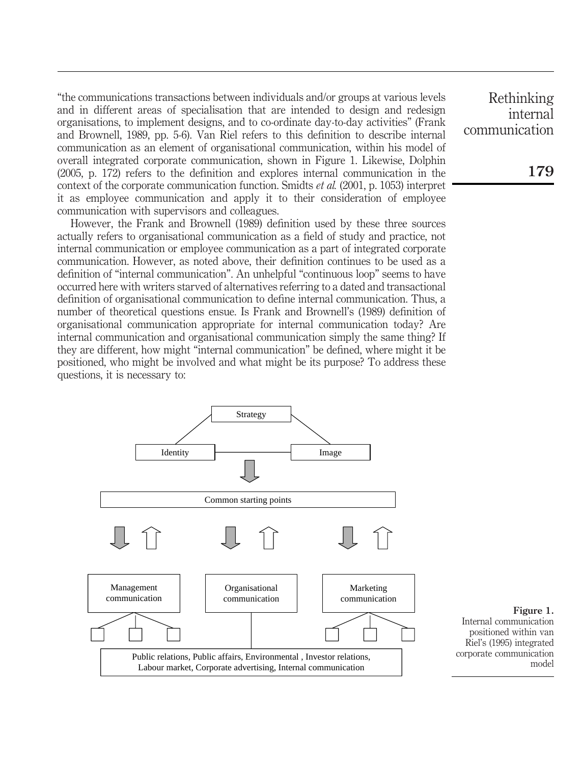"the communications transactions between individuals and/or groups at various levels and in different areas of specialisation that are intended to design and redesign organisations, to implement designs, and to co-ordinate day-to-day activities" (Frank and Brownell, 1989, pp. 5-6). Van Riel refers to this definition to describe internal communication as an element of organisational communication, within his model of overall integrated corporate communication, shown in Figure 1. Likewise, Dolphin (2005, p. 172) refers to the definition and explores internal communication in the context of the corporate communication function. Smidts *et al.* (2001, p. 1053) interpret it as employee communication and apply it to their consideration of employee communication with supervisors and colleagues.

However, the Frank and Brownell (1989) definition used by these three sources actually refers to organisational communication as a field of study and practice, not internal communication or employee communication as a part of integrated corporate communication. However, as noted above, their definition continues to be used as a definition of "internal communication". An unhelpful "continuous loop" seems to have occurred here with writers starved of alternatives referring to a dated and transactional definition of organisational communication to define internal communication. Thus, a number of theoretical questions ensue. Is Frank and Brownell's (1989) definition of organisational communication appropriate for internal communication today? Are internal communication and organisational communication simply the same thing? If they are different, how might "internal communication" be defined, where might it be positioned, who might be involved and what might be its purpose? To address these questions, it is necessary to:

Strategy

Identity — Image

Common starting points

Management communication | Organisational communication | Marketing communication

Public relations, Public affairs, Environmental , Investor relations, Labour market, Corporate advertising, Internal communication

**Figure 1.** Internal communication positioned within van Riel's (1995) integrated corporate communication model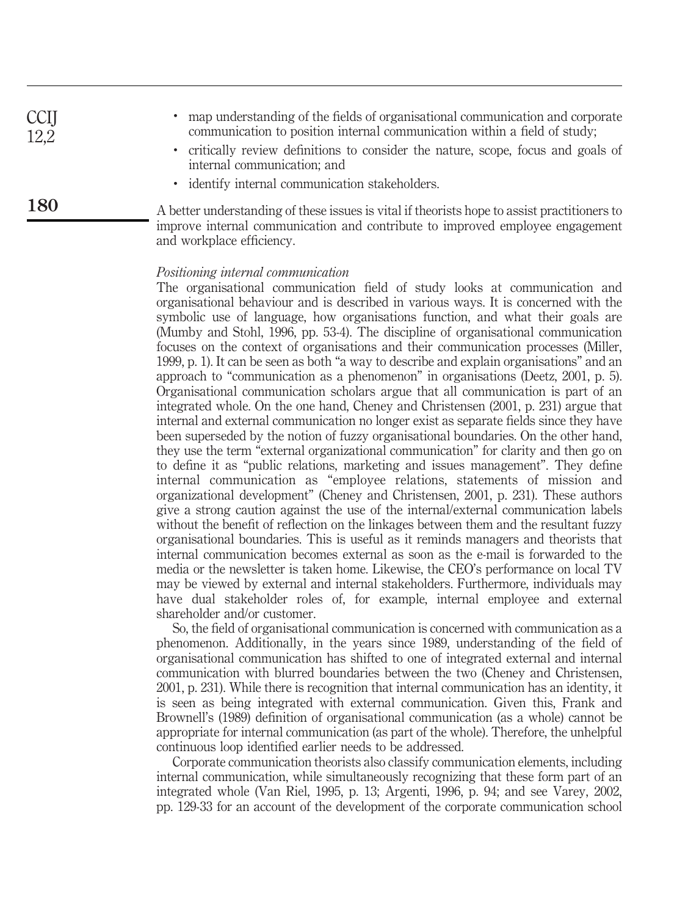- map understanding of the fields of organisational communication and corporate communication to position internal communication within a field of study;
- critically review definitions to consider the nature, scope, focus and goals of internal communication; and
- identify internal communication stakeholders.

A better understanding of these issues is vital if theorists hope to assist practitioners to improve internal communication and contribute to improved employee engagement and workplace efficiency.

### *Positioning internal communication*

The organisational communication field of study looks at communication and organisational behaviour and is described in various ways. It is concerned with the symbolic use of language, how organisations function, and what their goals are (Mumby and Stohl, 1996, pp. 53-4). The discipline of organisational communication focuses on the context of organisations and their communication processes (Miller, 1999, p. 1). It can be seen as both "a way to describe and explain organisations" and an approach to "communication as a phenomenon" in organisations (Deetz, 2001, p. 5). Organisational communication scholars argue that all communication is part of an integrated whole. On the one hand, Cheney and Christensen (2001, p. 231) argue that internal and external communication no longer exist as separate fields since they have been superseded by the notion of fuzzy organisational boundaries. On the other hand, they use the term "external organizational communication" for clarity and then go on to define it as "public relations, marketing and issues management". They define internal communication as "employee relations, statements of mission and organizational development" (Cheney and Christensen, 2001, p. 231). These authors give a strong caution against the use of the internal/external communication labels without the benefit of reflection on the linkages between them and the resultant fuzzy organisational boundaries. This is useful as it reminds managers and theorists that internal communication becomes external as soon as the e-mail is forwarded to the media or the newsletter is taken home. Likewise, the CEO's performance on local TV may be viewed by external and internal stakeholders. Furthermore, individuals may have dual stakeholder roles of, for example, internal employee and external shareholder and/or customer.

So, the field of organisational communication is concerned with communication as a phenomenon. Additionally, in the years since 1989, understanding of the field of organisational communication has shifted to one of integrated external and internal communication with blurred boundaries between the two (Cheney and Christensen, 2001, p. 231). While there is recognition that internal communication has an identity, it is seen as being integrated with external communication. Given this, Frank and Brownell's (1989) definition of organisational communication (as a whole) cannot be appropriate for internal communication (as part of the whole). Therefore, the unhelpful continuous loop identified earlier needs to be addressed.

Corporate communication theorists also classify communication elements, including internal communication, while simultaneously recognizing that these form part of an integrated whole (Van Riel, 1995, p. 13; Argenti, 1996, p. 94; and see Varey, 2002, pp. 129-33 for an account of the development of the corporate communication school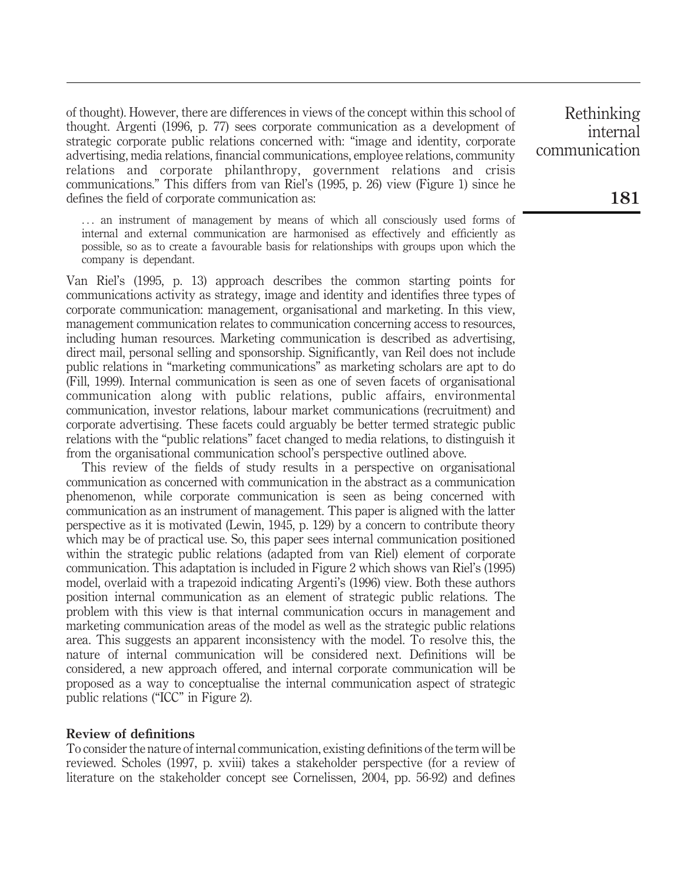of thought). However, there are differences in views of the concept within this school of thought. Argenti (1996, p. 77) sees corporate communication as a development of strategic corporate public relations concerned with: "image and identity, corporate advertising, media relations, financial communications, employee relations, community relations and corporate philanthropy, government relations and crisis communications." This differs from van Riel's (1995, p. 26) view (Figure 1) since he defines the field of corporate communication as:

> . . . an instrument of management by means of which all consciously used forms of internal and external communication are harmonised as effectively and efficiently as possible, so as to create a favourable basis for relationships with groups upon which the company is dependant.

Van Riel's (1995, p. 13) approach describes the common starting points for communications activity as strategy, image and identity and identifies three types of corporate communication: management, organisational and marketing. In this view, management communication relates to communication concerning access to resources, including human resources. Marketing communication is described as advertising, direct mail, personal selling and sponsorship. Significantly, van Reil does not include public relations in "marketing communications" as marketing scholars are apt to do (Fill, 1999). Internal communication is seen as one of seven facets of organisational communication along with public relations, public affairs, environmental communication, investor relations, labour market communications (recruitment) and corporate advertising. These facets could arguably be better termed strategic public relations with the "public relations" facet changed to media relations, to distinguish it from the organisational communication school's perspective outlined above.

This review of the fields of study results in a perspective on organisational communication as concerned with communication in the abstract as a communication phenomenon, while corporate communication is seen as being concerned with communication as an instrument of management. This paper is aligned with the latter perspective as it is motivated (Lewin, 1945, p. 129) by a concern to contribute theory which may be of practical use. So, this paper sees internal communication positioned within the strategic public relations (adapted from van Riel) element of corporate communication. This adaptation is included in Figure 2 which shows van Riel's (1995) model, overlaid with a trapezoid indicating Argenti's (1996) view. Both these authors position internal communication as an element of strategic public relations. The problem with this view is that internal communication occurs in management and marketing communication areas of the model as well as the strategic public relations area. This suggests an apparent inconsistency with the model. To resolve this, the nature of internal communication will be considered next. Definitions will be considered, a new approach offered, and internal corporate communication will be proposed as a way to conceptualise the internal communication aspect of strategic public relations ("ICC" in Figure 2).

## Review of definitions

To consider the nature of internal communication, existing definitions of the term will be reviewed. Scholes (1997, p. xviii) takes a stakeholder perspective (for a review of literature on the stakeholder concept see Cornelissen, 2004, pp. 56-92) and defines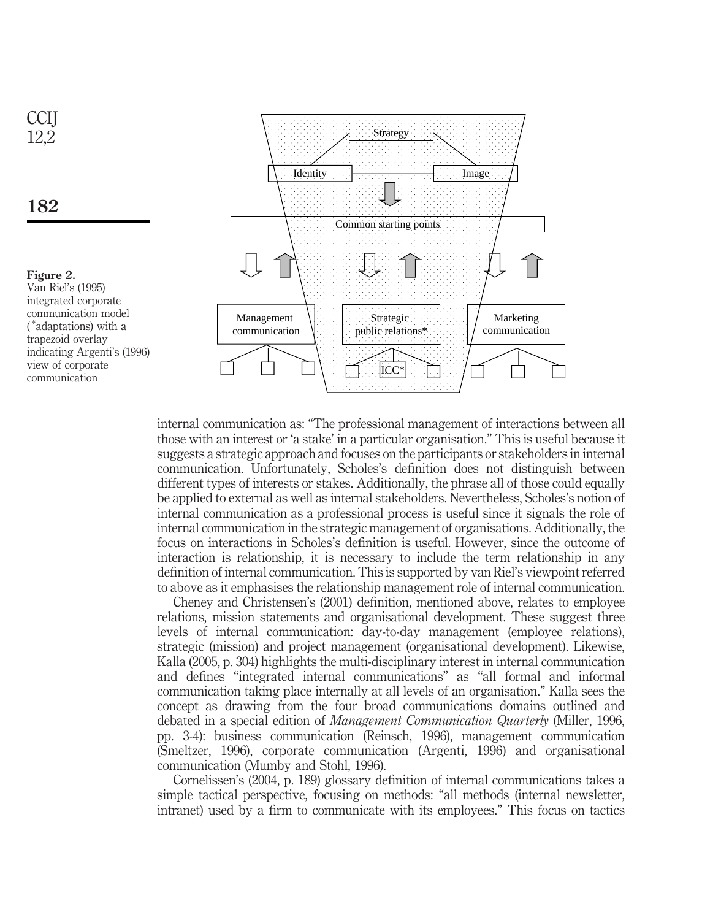Figure 2.
Van Riel's (1995) integrated corporate communication model (*adaptations) with a trapezoid overlay indicating Argenti's (1996) view of corporate communication

internal communication as: "The professional management of interactions between all those with an interest or 'a stake' in a particular organisation." This is useful because it suggests a strategic approach and focuses on the participants or stakeholders in internal communication. Unfortunately, Scholes's definition does not distinguish between different types of interests or stakes. Additionally, the phrase all of those could equally be applied to external as well as internal stakeholders. Nevertheless, Scholes's notion of internal communication as a professional process is useful since it signals the role of internal communication in the strategic management of organisations. Additionally, the focus on interactions in Scholes's definition is useful. However, since the outcome of interaction is relationship, it is necessary to include the term relationship in any definition of internal communication. This is supported by van Riel's viewpoint referred to above as it emphasises the relationship management role of internal communication.

Cheney and Christensen's (2001) definition, mentioned above, relates to employee relations, mission statements and organisational development. These suggest three levels of internal communication: day-to-day management (employee relations), strategic (mission) and project management (organisational development). Likewise, Kalla (2005, p. 304) highlights the multi-disciplinary interest in internal communication and defines "integrated internal communications" as "all formal and informal communication taking place internally at all levels of an organisation." Kalla sees the concept as drawing from the four broad communications domains outlined and debated in a special edition of *Management Communication Quarterly* (Miller, 1996, pp. 3-4): business communication (Reinsch, 1996), management communication (Smeltzer, 1996), corporate communication (Argenti, 1996) and organisational communication (Mumby and Stohl, 1996).

Cornelissen's (2004, p. 189) glossary definition of internal communications takes a simple tactical perspective, focusing on methods: "all methods (internal newsletter, intranet) used by a firm to communicate with its employees." This focus on tactics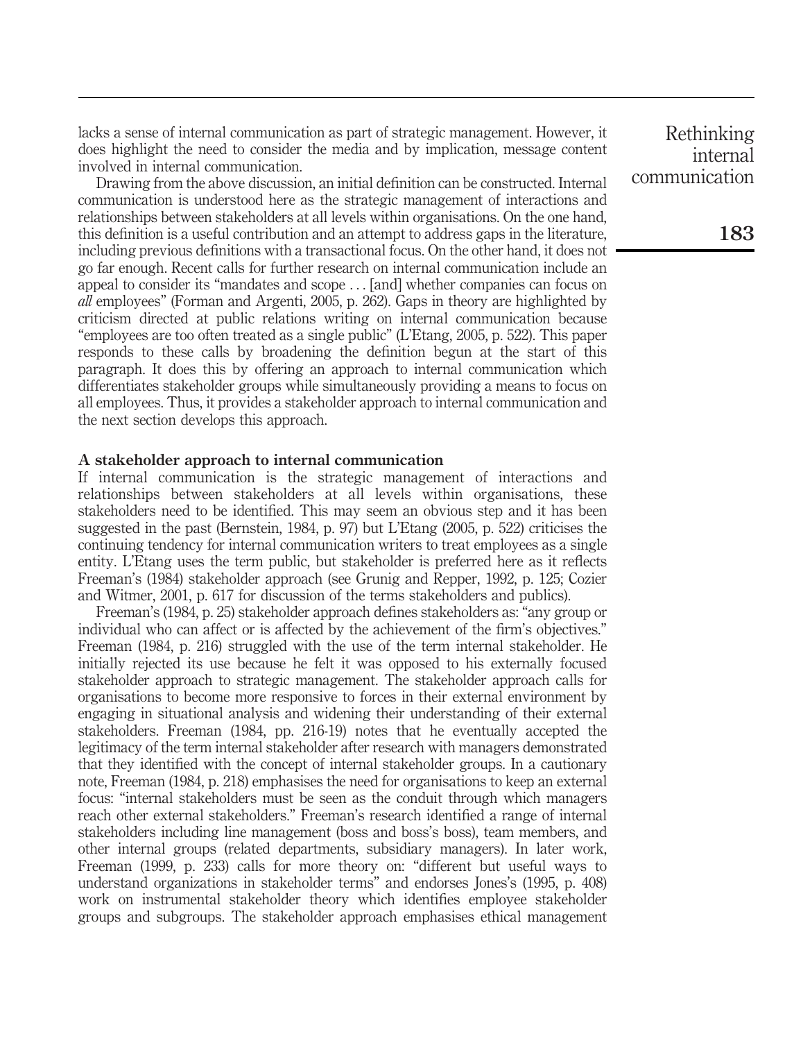lacks a sense of internal communication as part of strategic management. However, it does highlight the need to consider the media and by implication, message content involved in internal communication.

Drawing from the above discussion, an initial definition can be constructed. Internal communication is understood here as the strategic management of interactions and relationships between stakeholders at all levels within organisations. On the one hand, this definition is a useful contribution and an attempt to address gaps in the literature, including previous definitions with a transactional focus. On the other hand, it does not go far enough. Recent calls for further research on internal communication include an appeal to consider its "mandates and scope ... [and] whether companies can focus on *all* employees" (Forman and Argenti, 2005, p. 262). Gaps in theory are highlighted by criticism directed at public relations writing on internal communication because "employees are too often treated as a single public" (L'Etang, 2005, p. 522). This paper responds to these calls by broadening the definition begun at the start of this paragraph. It does this by offering an approach to internal communication which differentiates stakeholder groups while simultaneously providing a means to focus on all employees. Thus, it provides a stakeholder approach to internal communication and the next section develops this approach.

## A stakeholder approach to internal communication

If internal communication is the strategic management of interactions and relationships between stakeholders at all levels within organisations, these stakeholders need to be identified. This may seem an obvious step and it has been suggested in the past (Bernstein, 1984, p. 97) but L'Etang (2005, p. 522) criticises the continuing tendency for internal communication writers to treat employees as a single entity. L'Etang uses the term public, but stakeholder is preferred here as it reflects Freeman's (1984) stakeholder approach (see Grunig and Repper, 1992, p. 125; Cozier and Witmer, 2001, p. 617 for discussion of the terms stakeholders and publics).

Freeman's (1984, p. 25) stakeholder approach defines stakeholders as: "any group or individual who can affect or is affected by the achievement of the firm's objectives." Freeman (1984, p. 216) struggled with the use of the term internal stakeholder. He initially rejected its use because he felt it was opposed to his externally focused stakeholder approach to strategic management. The stakeholder approach calls for organisations to become more responsive to forces in their external environment by engaging in situational analysis and widening their understanding of their external stakeholders. Freeman (1984, pp. 216-19) notes that he eventually accepted the legitimacy of the term internal stakeholder after research with managers demonstrated that they identified with the concept of internal stakeholder groups. In a cautionary note, Freeman (1984, p. 218) emphasises the need for organisations to keep an external focus: "internal stakeholders must be seen as the conduit through which managers reach other external stakeholders." Freeman's research identified a range of internal stakeholders including line management (boss and boss's boss), team members, and other internal groups (related departments, subsidiary managers). In later work, Freeman (1999, p. 233) calls for more theory on: "different but useful ways to understand organizations in stakeholder terms" and endorses Jones's (1995, p. 408) work on instrumental stakeholder theory which identifies employee stakeholder groups and subgroups. The stakeholder approach emphasises ethical management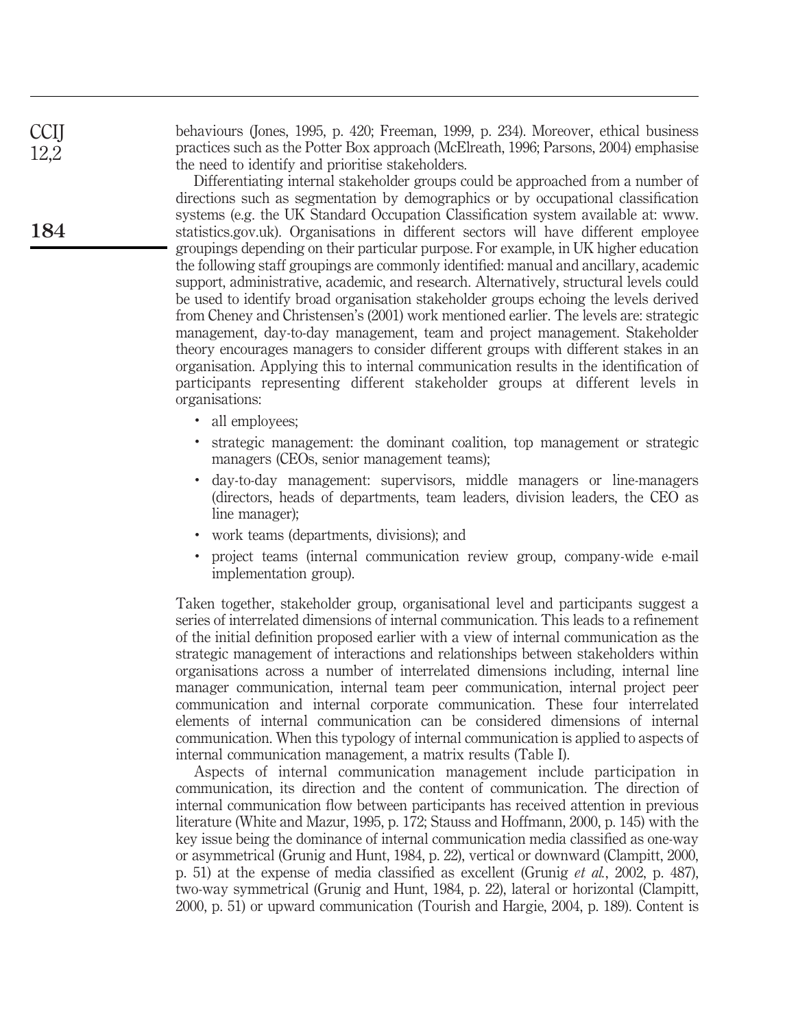behaviours (Jones, 1995, p. 420; Freeman, 1999, p. 234). Moreover, ethical business practices such as the Potter Box approach (McElreath, 1996; Parsons, 2004) emphasise the need to identify and prioritise stakeholders.

Differentiating internal stakeholder groups could be approached from a number of directions such as segmentation by demographics or by occupational classification systems (e.g. the UK Standard Occupation Classification system available at: www.statistics.gov.uk). Organisations in different sectors will have different employee groupings depending on their particular purpose. For example, in UK higher education the following staff groupings are commonly identified: manual and ancillary, academic support, administrative, academic, and research. Alternatively, structural levels could be used to identify broad organisation stakeholder groups echoing the levels derived from Cheney and Christensen's (2001) work mentioned earlier. The levels are: strategic management, day-to-day management, team and project management. Stakeholder theory encourages managers to consider different groups with different stakes in an organisation. Applying this to internal communication results in the identification of participants representing different stakeholder groups at different levels in organisations:

- all employees;
- strategic management: the dominant coalition, top management or strategic managers (CEOs, senior management teams);
- day-to-day management: supervisors, middle managers or line-managers (directors, heads of departments, team leaders, division leaders, the CEO as line manager);
- work teams (departments, divisions); and
- project teams (internal communication review group, company-wide e-mail implementation group).

Taken together, stakeholder group, organisational level and participants suggest a series of interrelated dimensions of internal communication. This leads to a refinement of the initial definition proposed earlier with a view of internal communication as the strategic management of interactions and relationships between stakeholders within organisations across a number of interrelated dimensions including, internal line manager communication, internal team peer communication, internal project peer communication and internal corporate communication. These four interrelated elements of internal communication can be considered dimensions of internal communication. When this typology of internal communication is applied to aspects of internal communication management, a matrix results (Table I).

Aspects of internal communication management include participation in communication, its direction and the content of communication. The direction of internal communication flow between participants has received attention in previous literature (White and Mazur, 1995, p. 172; Stauss and Hoffmann, 2000, p. 145) with the key issue being the dominance of internal communication media classified as one-way or asymmetrical (Grunig and Hunt, 1984, p. 22), vertical or downward (Clampitt, 2000, p. 51) at the expense of media classified as excellent (Grunig *et al.*, 2002, p. 487), two-way symmetrical (Grunig and Hunt, 1984, p. 22), lateral or horizontal (Clampitt, 2000, p. 51) or upward communication (Tourish and Hargie, 2004, p. 189). Content is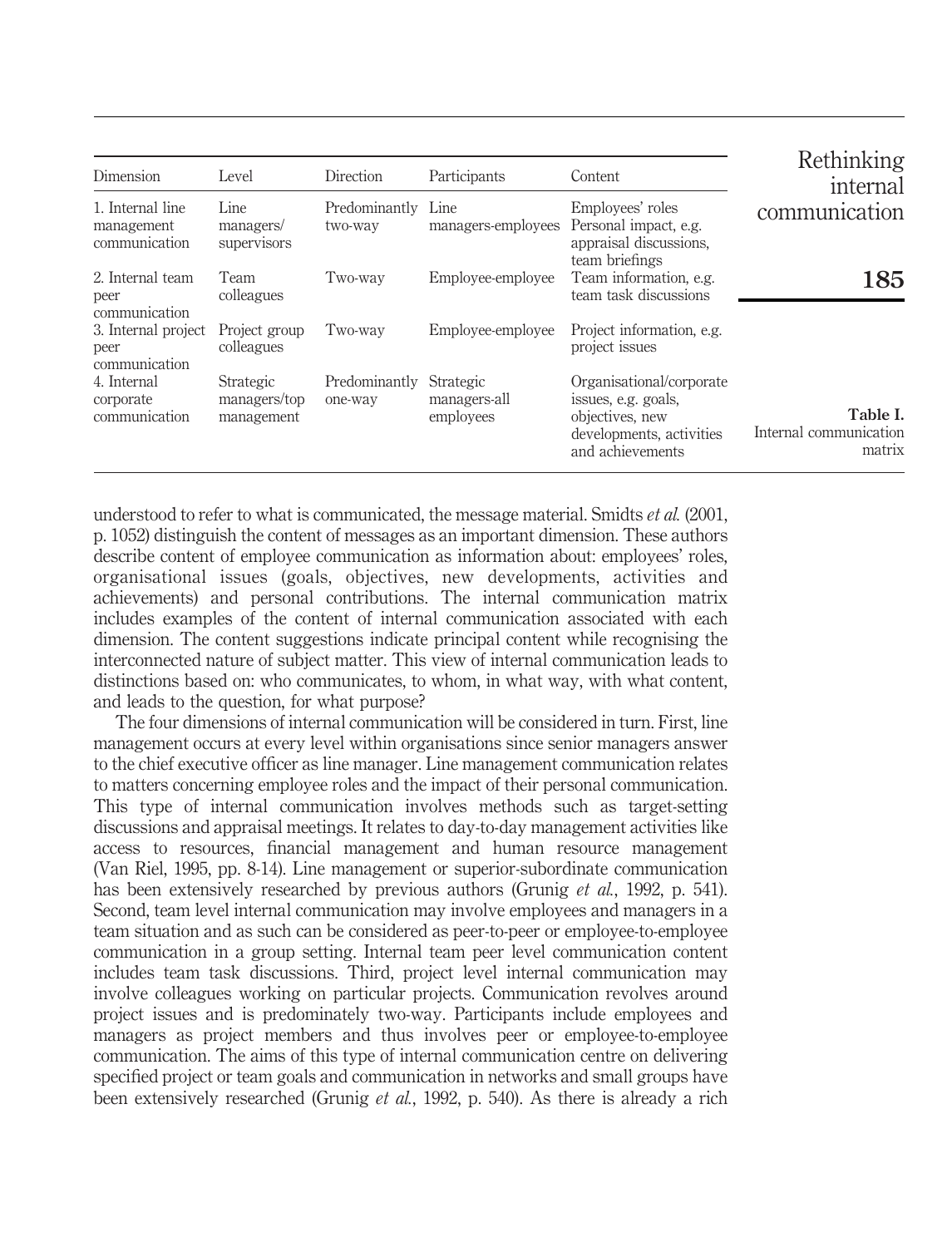| Dimension | Level | Direction | Participants | Content |
|---|---|---|---|---|
| 1. Internal line management communication | Line managers/ supervisors | Predominantly two-way | Line managers-employees | Employees' roles Personal impact, e.g. appraisal discussions, team briefings |
| 2. Internal team peer communication | Team colleagues | Two-way | Employee-employee | Team information, e.g. team task discussions |
| 3. Internal project peer communication | Project group colleagues | Two-way | Employee-employee | Project information, e.g. project issues |
| 4. Internal corporate communication | Strategic managers/top management | Predominantly one-way | Strategic managers-all employees | Organisational/corporate issues, e.g. goals, objectives, new developments, activities and achievements |

**Table I.** Internal communication matrix

understood to refer to what is communicated, the message material. Smidts *et al.* (2001, p. 1052) distinguish the content of messages as an important dimension. These authors describe content of employee communication as information about: employees' roles, organisational issues (goals, objectives, new developments, activities and achievements) and personal contributions. The internal communication matrix includes examples of the content of internal communication associated with each dimension. The content suggestions indicate principal content while recognising the interconnected nature of subject matter. This view of internal communication leads to distinctions based on: who communicates, to whom, in what way, with what content, and leads to the question, for what purpose?

The four dimensions of internal communication will be considered in turn. First, line management occurs at every level within organisations since senior managers answer to the chief executive officer as line manager. Line management communication relates to matters concerning employee roles and the impact of their personal communication. This type of internal communication involves methods such as target-setting discussions and appraisal meetings. It relates to day-to-day management activities like access to resources, financial management and human resource management (Van Riel, 1995, pp. 8-14). Line management or superior-subordinate communication has been extensively researched by previous authors (Grunig *et al.*, 1992, p. 541). Second, team level internal communication may involve employees and managers in a team situation and as such can be considered as peer-to-peer or employee-to-employee communication in a group setting. Internal team peer level communication content includes team task discussions. Third, project level internal communication may involve colleagues working on particular projects. Communication revolves around project issues and is predominately two-way. Participants include employees and managers as project members and thus involves peer or employee-to-employee communication. The aims of this type of internal communication centre on delivering specified project or team goals and communication in networks and small groups have been extensively researched (Grunig *et al.*, 1992, p. 540). As there is already a rich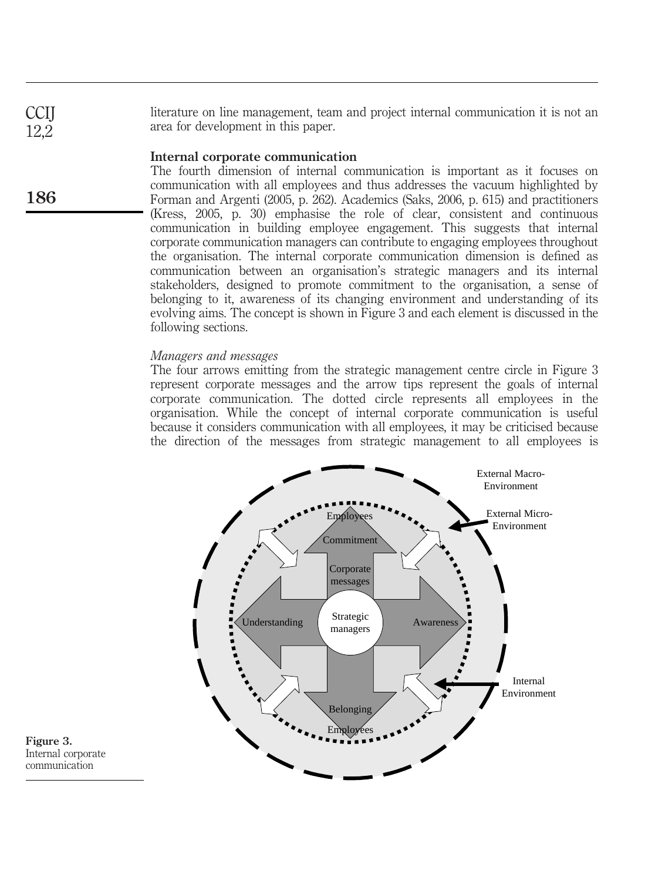literature on line management, team and project internal communication it is not an area for development in this paper.

## Internal corporate communication

The fourth dimension of internal communication is important as it focuses on communication with all employees and thus addresses the vacuum highlighted by Forman and Argenti (2005, p. 262). Academics (Saks, 2006, p. 615) and practitioners (Kress, 2005, p. 30) emphasise the role of clear, consistent and continuous communication in building employee engagement. This suggests that internal corporate communication managers can contribute to engaging employees throughout the organisation. The internal corporate communication dimension is defined as communication between an organisation's strategic managers and its internal stakeholders, designed to promote commitment to the organisation, a sense of belonging to it, awareness of its changing environment and understanding of its evolving aims. The concept is shown in Figure 3 and each element is discussed in the following sections.

### *Managers and messages*

The four arrows emitting from the strategic management centre circle in Figure 3 represent corporate messages and the arrow tips represent the goals of internal corporate communication. The dotted circle represents all employees in the organisation. While the concept of internal corporate communication is useful because it considers communication with all employees, it may be criticised because the direction of the messages from strategic management to all employees is

**Figure 3.** Internal corporate communication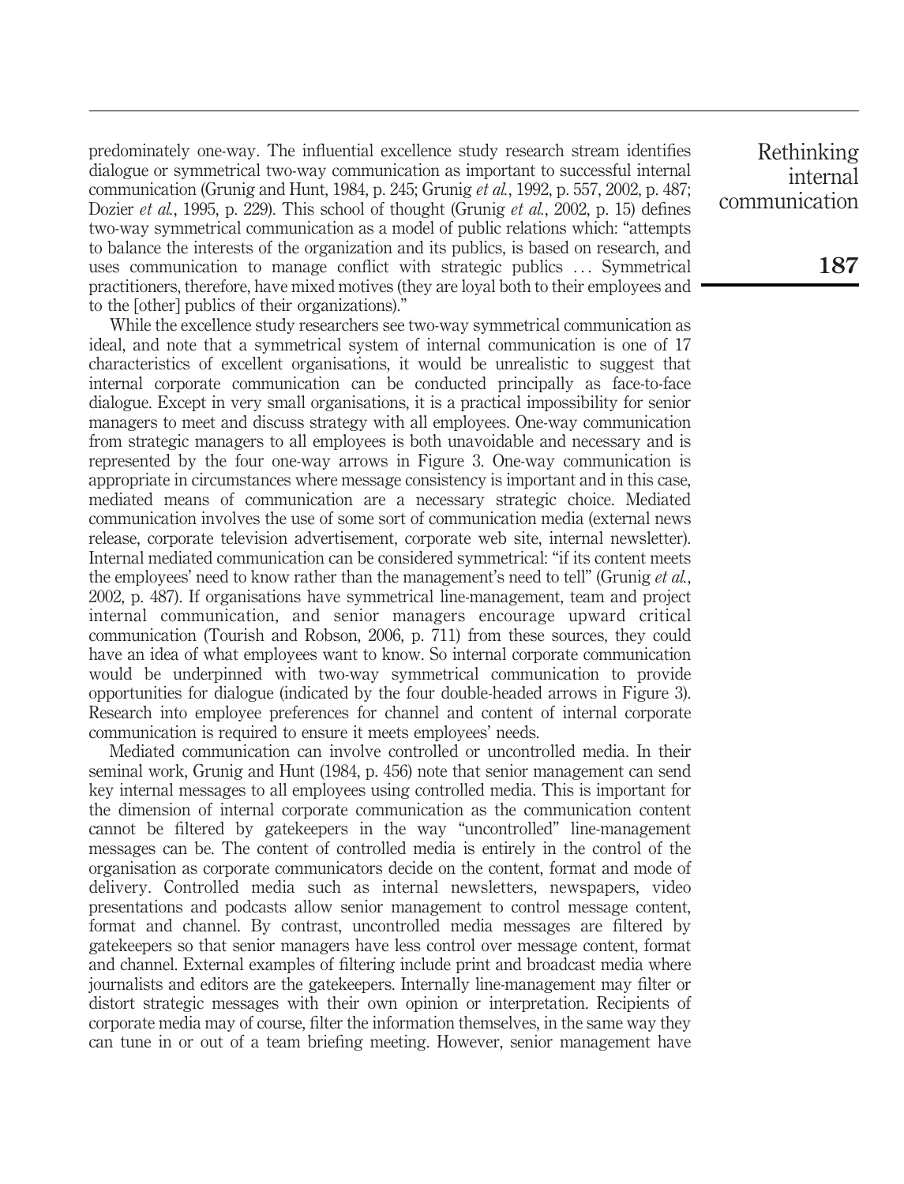predominately one-way. The influential excellence study research stream identifies dialogue or symmetrical two-way communication as important to successful internal communication (Grunig and Hunt, 1984, p. 245; Grunig *et al.*, 1992, p. 557, 2002, p. 487; Dozier *et al.*, 1995, p. 229). This school of thought (Grunig *et al.*, 2002, p. 15) defines two-way symmetrical communication as a model of public relations which: "attempts to balance the interests of the organization and its publics, is based on research, and uses communication to manage conflict with strategic publics ... Symmetrical practitioners, therefore, have mixed motives (they are loyal both to their employees and to the [other] publics of their organizations)."

While the excellence study researchers see two-way symmetrical communication as ideal, and note that a symmetrical system of internal communication is one of 17 characteristics of excellent organisations, it would be unrealistic to suggest that internal corporate communication can be conducted principally as face-to-face dialogue. Except in very small organisations, it is a practical impossibility for senior managers to meet and discuss strategy with all employees. One-way communication from strategic managers to all employees is both unavoidable and necessary and is represented by the four one-way arrows in Figure 3. One-way communication is appropriate in circumstances where message consistency is important and in this case, mediated means of communication are a necessary strategic choice. Mediated communication involves the use of some sort of communication media (external news release, corporate television advertisement, corporate web site, internal newsletter). Internal mediated communication can be considered symmetrical: "if its content meets the employees' need to know rather than the management's need to tell" (Grunig *et al.*, 2002, p. 487). If organisations have symmetrical line-management, team and project internal communication, and senior managers encourage upward critical communication (Tourish and Robson, 2006, p. 711) from these sources, they could have an idea of what employees want to know. So internal corporate communication would be underpinned with two-way symmetrical communication to provide opportunities for dialogue (indicated by the four double-headed arrows in Figure 3). Research into employee preferences for channel and content of internal corporate communication is required to ensure it meets employees' needs.

Mediated communication can involve controlled or uncontrolled media. In their seminal work, Grunig and Hunt (1984, p. 456) note that senior management can send key internal messages to all employees using controlled media. This is important for the dimension of internal corporate communication as the communication content cannot be filtered by gatekeepers in the way "uncontrolled" line-management messages can be. The content of controlled media is entirely in the control of the organisation as corporate communicators decide on the content, format and mode of delivery. Controlled media such as internal newsletters, newspapers, video presentations and podcasts allow senior management to control message content, format and channel. By contrast, uncontrolled media messages are filtered by gatekeepers so that senior managers have less control over message content, format and channel. External examples of filtering include print and broadcast media where journalists and editors are the gatekeepers. Internally line-management may filter or distort strategic messages with their own opinion or interpretation. Recipients of corporate media may of course, filter the information themselves, in the same way they can tune in or out of a team briefing meeting. However, senior management have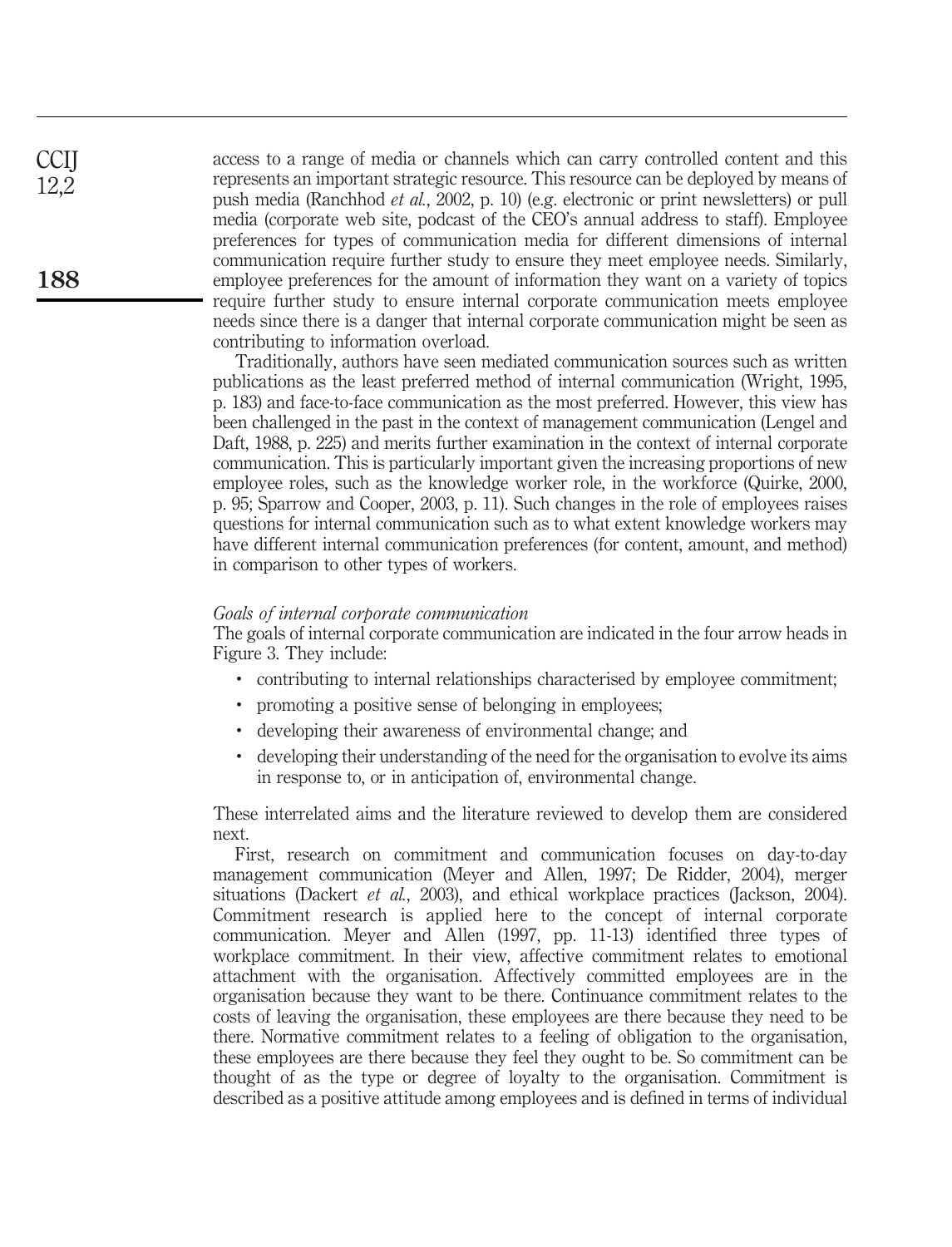access to a range of media or channels which can carry controlled content and this represents an important strategic resource. This resource can be deployed by means of push media (Ranchhod *et al.*, 2002, p. 10) (e.g. electronic or print newsletters) or pull media (corporate web site, podcast of the CEO's annual address to staff). Employee preferences for types of communication media for different dimensions of internal communication require further study to ensure they meet employee needs. Similarly, employee preferences for the amount of information they want on a variety of topics require further study to ensure internal corporate communication meets employee needs since there is a danger that internal corporate communication might be seen as contributing to information overload.

Traditionally, authors have seen mediated communication sources such as written publications as the least preferred method of internal communication (Wright, 1995, p. 183) and face-to-face communication as the most preferred. However, this view has been challenged in the past in the context of management communication (Lengel and Daft, 1988, p. 225) and merits further examination in the context of internal corporate communication. This is particularly important given the increasing proportions of new employee roles, such as the knowledge worker role, in the workforce (Quirke, 2000, p. 95; Sparrow and Cooper, 2003, p. 11). Such changes in the role of employees raises questions for internal communication such as to what extent knowledge workers may have different internal communication preferences (for content, amount, and method) in comparison to other types of workers.

### *Goals of internal corporate communication*

The goals of internal corporate communication are indicated in the four arrow heads in Figure 3. They include:

- contributing to internal relationships characterised by employee commitment;
- promoting a positive sense of belonging in employees;
- developing their awareness of environmental change; and
- developing their understanding of the need for the organisation to evolve its aims in response to, or in anticipation of, environmental change.

These interrelated aims and the literature reviewed to develop them are considered next.

First, research on commitment and communication focuses on day-to-day management communication (Meyer and Allen, 1997; De Ridder, 2004), merger situations (Dackert *et al.*, 2003), and ethical workplace practices (Jackson, 2004). Commitment research is applied here to the concept of internal corporate communication. Meyer and Allen (1997, pp. 11-13) identified three types of workplace commitment. In their view, affective commitment relates to emotional attachment with the organisation. Affectively committed employees are in the organisation because they want to be there. Continuance commitment relates to the costs of leaving the organisation, these employees are there because they need to be there. Normative commitment relates to a feeling of obligation to the organisation, these employees are there because they feel they ought to be. So commitment can be thought of as the type or degree of loyalty to the organisation. Commitment is described as a positive attitude among employees and is defined in terms of individual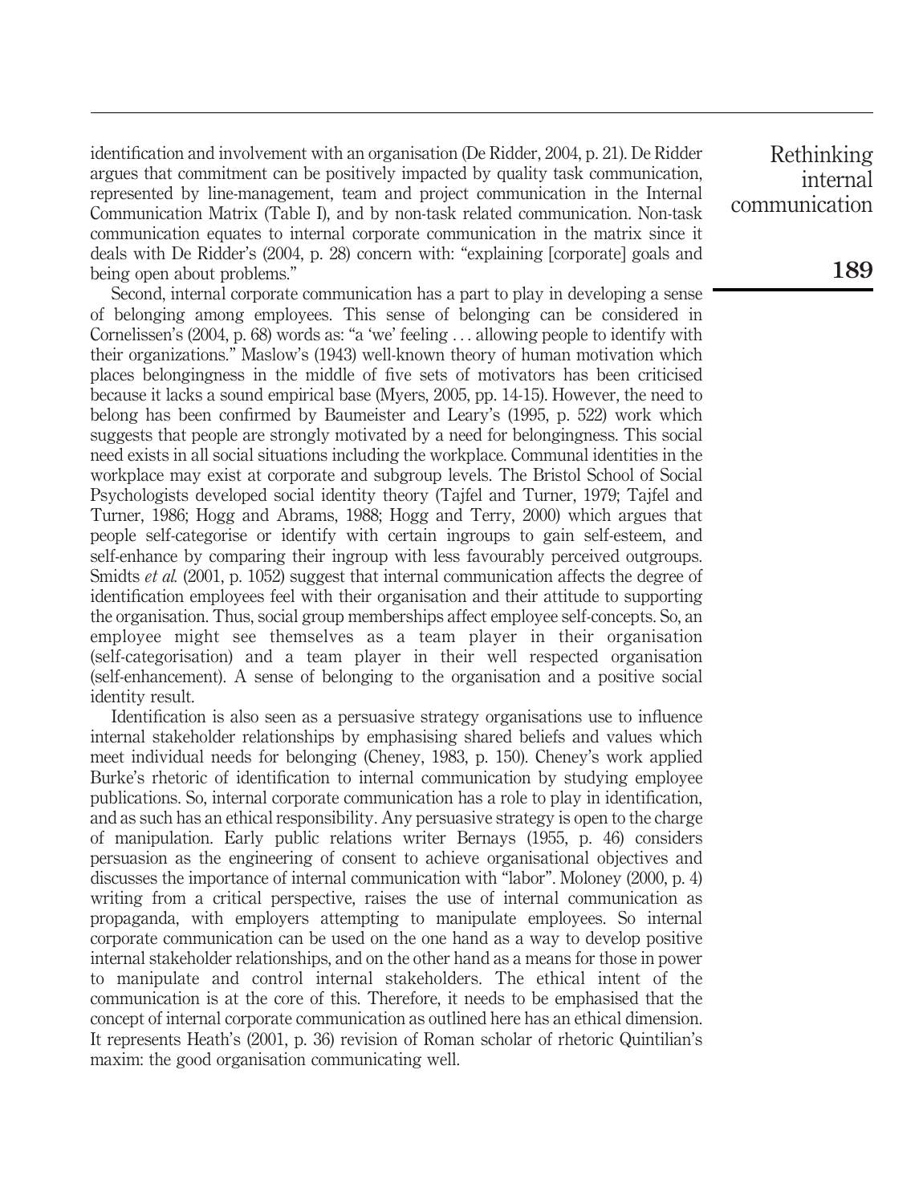identification and involvement with an organisation (De Ridder, 2004, p. 21). De Ridder argues that commitment can be positively impacted by quality task communication, represented by line-management, team and project communication in the Internal Communication Matrix (Table I), and by non-task related communication. Non-task communication equates to internal corporate communication in the matrix since it deals with De Ridder's (2004, p. 28) concern with: "explaining [corporate] goals and being open about problems."

Second, internal corporate communication has a part to play in developing a sense of belonging among employees. This sense of belonging can be considered in Cornelissen's (2004, p. 68) words as: "a 'we' feeling . . . allowing people to identify with their organizations." Maslow's (1943) well-known theory of human motivation which places belongingness in the middle of five sets of motivators has been criticised because it lacks a sound empirical base (Myers, 2005, pp. 14-15). However, the need to belong has been confirmed by Baumeister and Leary's (1995, p. 522) work which suggests that people are strongly motivated by a need for belongingness. This social need exists in all social situations including the workplace. Communal identities in the workplace may exist at corporate and subgroup levels. The Bristol School of Social Psychologists developed social identity theory (Tajfel and Turner, 1979; Tajfel and Turner, 1986; Hogg and Abrams, 1988; Hogg and Terry, 2000) which argues that people self-categorise or identify with certain ingroups to gain self-esteem, and self-enhance by comparing their ingroup with less favourably perceived outgroups. Smidts *et al.* (2001, p. 1052) suggest that internal communication affects the degree of identification employees feel with their organisation and their attitude to supporting the organisation. Thus, social group memberships affect employee self-concepts. So, an employee might see themselves as a team player in their organisation (self-categorisation) and a team player in their well respected organisation (self-enhancement). A sense of belonging to the organisation and a positive social identity result.

Identification is also seen as a persuasive strategy organisations use to influence internal stakeholder relationships by emphasising shared beliefs and values which meet individual needs for belonging (Cheney, 1983, p. 150). Cheney's work applied Burke's rhetoric of identification to internal communication by studying employee publications. So, internal corporate communication has a role to play in identification, and as such has an ethical responsibility. Any persuasive strategy is open to the charge of manipulation. Early public relations writer Bernays (1955, p. 46) considers persuasion as the engineering of consent to achieve organisational objectives and discusses the importance of internal communication with "labor". Moloney (2000, p. 4) writing from a critical perspective, raises the use of internal communication as propaganda, with employers attempting to manipulate employees. So internal corporate communication can be used on the one hand as a way to develop positive internal stakeholder relationships, and on the other hand as a means for those in power to manipulate and control internal stakeholders. The ethical intent of the communication is at the core of this. Therefore, it needs to be emphasised that the concept of internal corporate communication as outlined here has an ethical dimension. It represents Heath's (2001, p. 36) revision of Roman scholar of rhetoric Quintilian's maxim: the good organisation communicating well.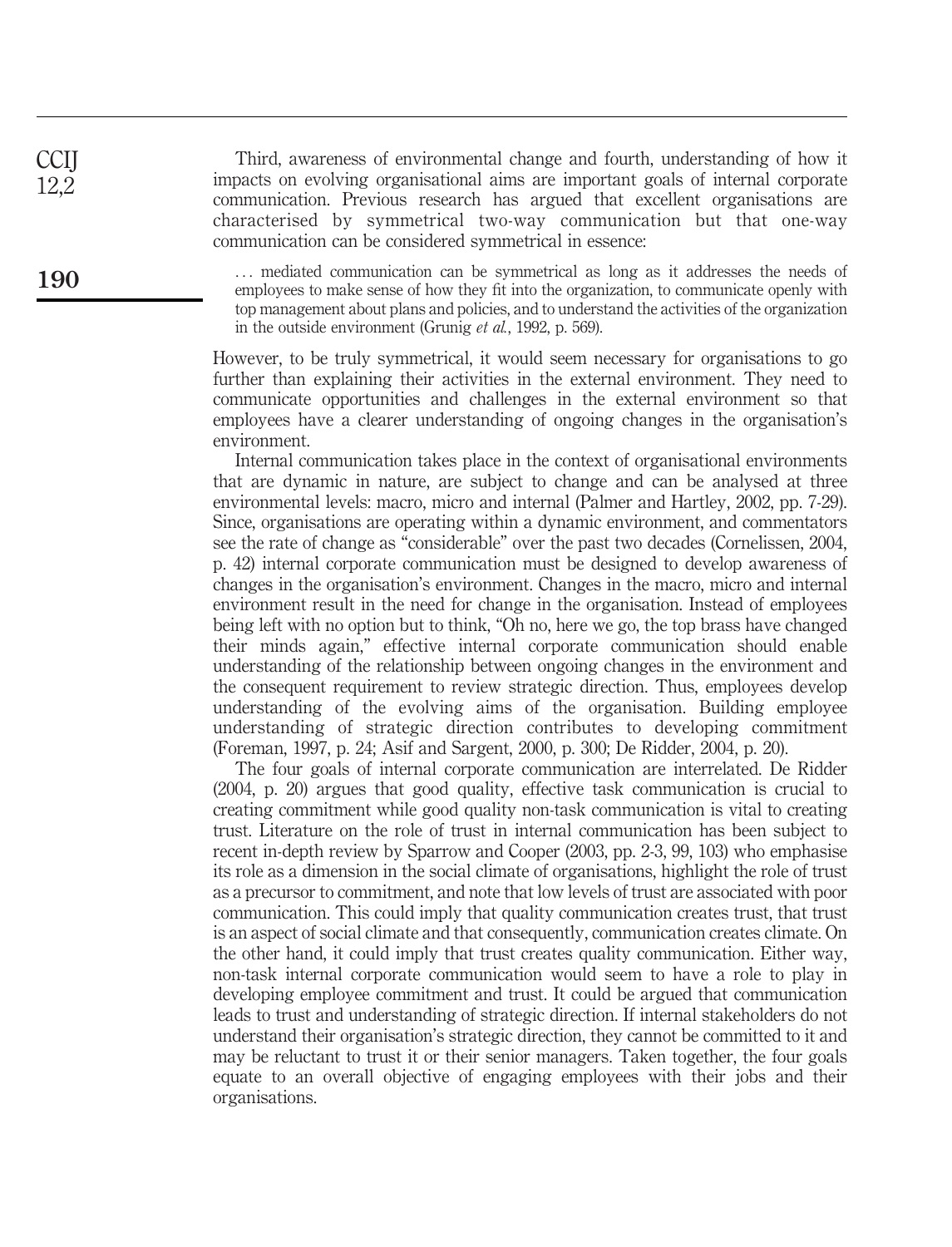Third, awareness of environmental change and fourth, understanding of how it impacts on evolving organisational aims are important goals of internal corporate communication. Previous research has argued that excellent organisations are characterised by symmetrical two-way communication but that one-way communication can be considered symmetrical in essence:

> ... mediated communication can be symmetrical as long as it addresses the needs of employees to make sense of how they fit into the organization, to communicate openly with top management about plans and policies, and to understand the activities of the organization in the outside environment (Grunig *et al.*, 1992, p. 569).

However, to be truly symmetrical, it would seem necessary for organisations to go further than explaining their activities in the external environment. They need to communicate opportunities and challenges in the external environment so that employees have a clearer understanding of ongoing changes in the organisation's environment.

Internal communication takes place in the context of organisational environments that are dynamic in nature, are subject to change and can be analysed at three environmental levels: macro, micro and internal (Palmer and Hartley, 2002, pp. 7-29). Since, organisations are operating within a dynamic environment, and commentators see the rate of change as "considerable" over the past two decades (Cornelissen, 2004, p. 42) internal corporate communication must be designed to develop awareness of changes in the organisation's environment. Changes in the macro, micro and internal environment result in the need for change in the organisation. Instead of employees being left with no option but to think, "Oh no, here we go, the top brass have changed their minds again," effective internal corporate communication should enable understanding of the relationship between ongoing changes in the environment and the consequent requirement to review strategic direction. Thus, employees develop understanding of the evolving aims of the organisation. Building employee understanding of strategic direction contributes to developing commitment (Foreman, 1997, p. 24; Asif and Sargent, 2000, p. 300; De Ridder, 2004, p. 20).

The four goals of internal corporate communication are interrelated. De Ridder (2004, p. 20) argues that good quality, effective task communication is crucial to creating commitment while good quality non-task communication is vital to creating trust. Literature on the role of trust in internal communication has been subject to recent in-depth review by Sparrow and Cooper (2003, pp. 2-3, 99, 103) who emphasise its role as a dimension in the social climate of organisations, highlight the role of trust as a precursor to commitment, and note that low levels of trust are associated with poor communication. This could imply that quality communication creates trust, that trust is an aspect of social climate and that consequently, communication creates climate. On the other hand, it could imply that trust creates quality communication. Either way, non-task internal corporate communication would seem to have a role to play in developing employee commitment and trust. It could be argued that communication leads to trust and understanding of strategic direction. If internal stakeholders do not understand their organisation's strategic direction, they cannot be committed to it and may be reluctant to trust it or their senior managers. Taken together, the four goals equate to an overall objective of engaging employees with their jobs and their organisations.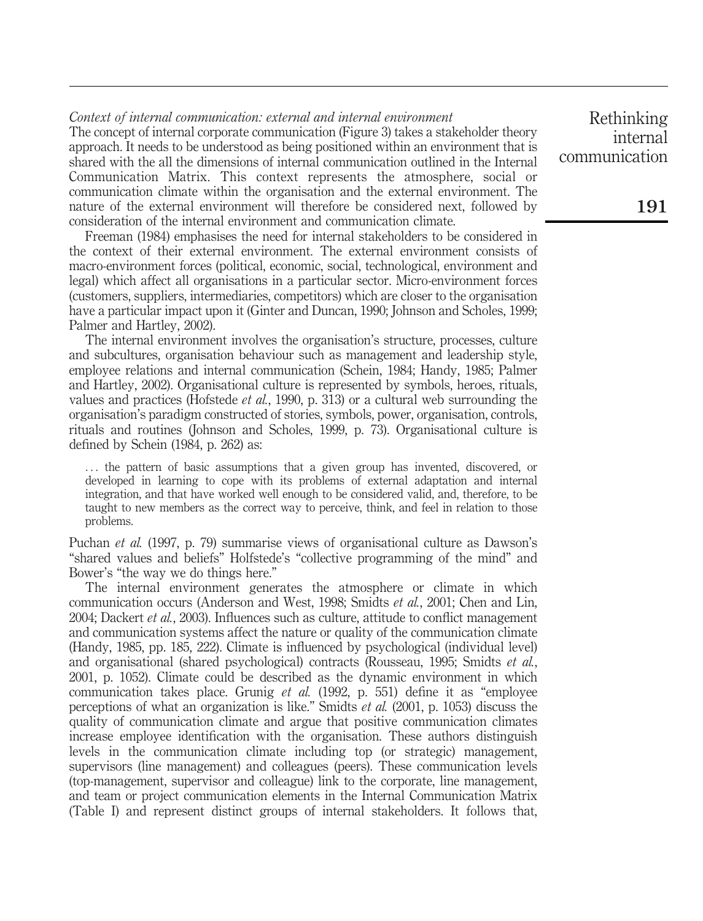*Context of internal communication: external and internal environment*

The concept of internal corporate communication (Figure 3) takes a stakeholder theory approach. It needs to be understood as being positioned within an environment that is shared with the all the dimensions of internal communication outlined in the Internal Communication Matrix. This context represents the atmosphere, social or communication climate within the organisation and the external environment. The nature of the external environment will therefore be considered next, followed by consideration of the internal environment and communication climate.

Freeman (1984) emphasises the need for internal stakeholders to be considered in the context of their external environment. The external environment consists of macro-environment forces (political, economic, social, technological, environment and legal) which affect all organisations in a particular sector. Micro-environment forces (customers, suppliers, intermediaries, competitors) which are closer to the organisation have a particular impact upon it (Ginter and Duncan, 1990; Johnson and Scholes, 1999; Palmer and Hartley, 2002).

The internal environment involves the organisation's structure, processes, culture and subcultures, organisation behaviour such as management and leadership style, employee relations and internal communication (Schein, 1984; Handy, 1985; Palmer and Hartley, 2002). Organisational culture is represented by symbols, heroes, rituals, values and practices (Hofstede *et al.*, 1990, p. 313) or a cultural web surrounding the organisation's paradigm constructed of stories, symbols, power, organisation, controls, rituals and routines (Johnson and Scholes, 1999, p. 73). Organisational culture is defined by Schein (1984, p. 262) as:

> ... the pattern of basic assumptions that a given group has invented, discovered, or developed in learning to cope with its problems of external adaptation and internal integration, and that have worked well enough to be considered valid, and, therefore, to be taught to new members as the correct way to perceive, think, and feel in relation to those problems.

Puchan *et al.* (1997, p. 79) summarise views of organisational culture as Dawson's "shared values and beliefs" Holfstede's "collective programming of the mind" and Bower's "the way we do things here."

The internal environment generates the atmosphere or climate in which communication occurs (Anderson and West, 1998; Smidts *et al.*, 2001; Chen and Lin, 2004; Dackert *et al.*, 2003). Influences such as culture, attitude to conflict management and communication systems affect the nature or quality of the communication climate (Handy, 1985, pp. 185, 222). Climate is influenced by psychological (individual level) and organisational (shared psychological) contracts (Rousseau, 1995; Smidts *et al.*, 2001, p. 1052). Climate could be described as the dynamic environment in which communication takes place. Grunig *et al.* (1992, p. 551) define it as "employee perceptions of what an organization is like." Smidts *et al.* (2001, p. 1053) discuss the quality of communication climate and argue that positive communication climates increase employee identification with the organisation. These authors distinguish levels in the communication climate including top (or strategic) management, supervisors (line management) and colleagues (peers). These communication levels (top-management, supervisor and colleague) link to the corporate, line management, and team or project communication elements in the Internal Communication Matrix (Table I) and represent distinct groups of internal stakeholders. It follows that,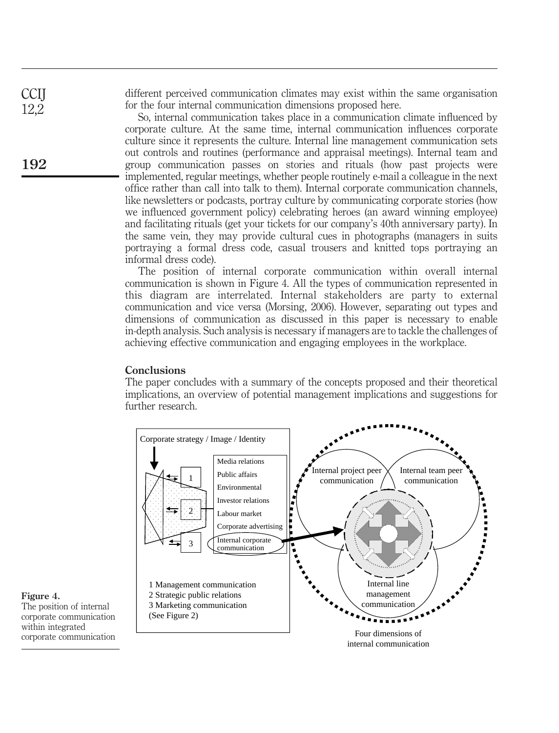different perceived communication climates may exist within the same organisation for the four internal communication dimensions proposed here.

So, internal communication takes place in a communication climate influenced by corporate culture. At the same time, internal communication influences corporate culture since it represents the culture. Internal line management communication sets out controls and routines (performance and appraisal meetings). Internal team and group communication passes on stories and rituals (how past projects were implemented, regular meetings, whether people routinely e-mail a colleague in the next office rather than call into talk to them). Internal corporate communication channels, like newsletters or podcasts, portray culture by communicating corporate stories (how we influenced government policy) celebrating heroes (an award winning employee) and facilitating rituals (get your tickets for our company's 40th anniversary party). In the same vein, they may provide cultural cues in photographs (managers in suits portraying a formal dress code, casual trousers and knitted tops portraying an informal dress code).

The position of internal corporate communication within overall internal communication is shown in Figure 4. All the types of communication represented in this diagram are interrelated. Internal stakeholders are party to external communication and vice versa (Morsing, 2006). However, separating out types and dimensions of communication as discussed in this paper is necessary to enable in-depth analysis. Such analysis is necessary if managers are to tackle the challenges of achieving effective communication and engaging employees in the workplace.

## Conclusions

The paper concludes with a summary of the concepts proposed and their theoretical implications, an overview of potential management implications and suggestions for further research.

Corporate strategy / Image / Identity

Media relations
Public affairs
Environmental
Investor relations
Labour market
Corporate advertising
Internal corporate communication

1 Management communication
2 Strategic public relations
3 Marketing communication
(See Figure 2)

Internal project peer communication
Internal team peer communication
Internal line management communication

Four dimensions of internal communication

**Figure 4.** The position of internal corporate communication within integrated corporate communication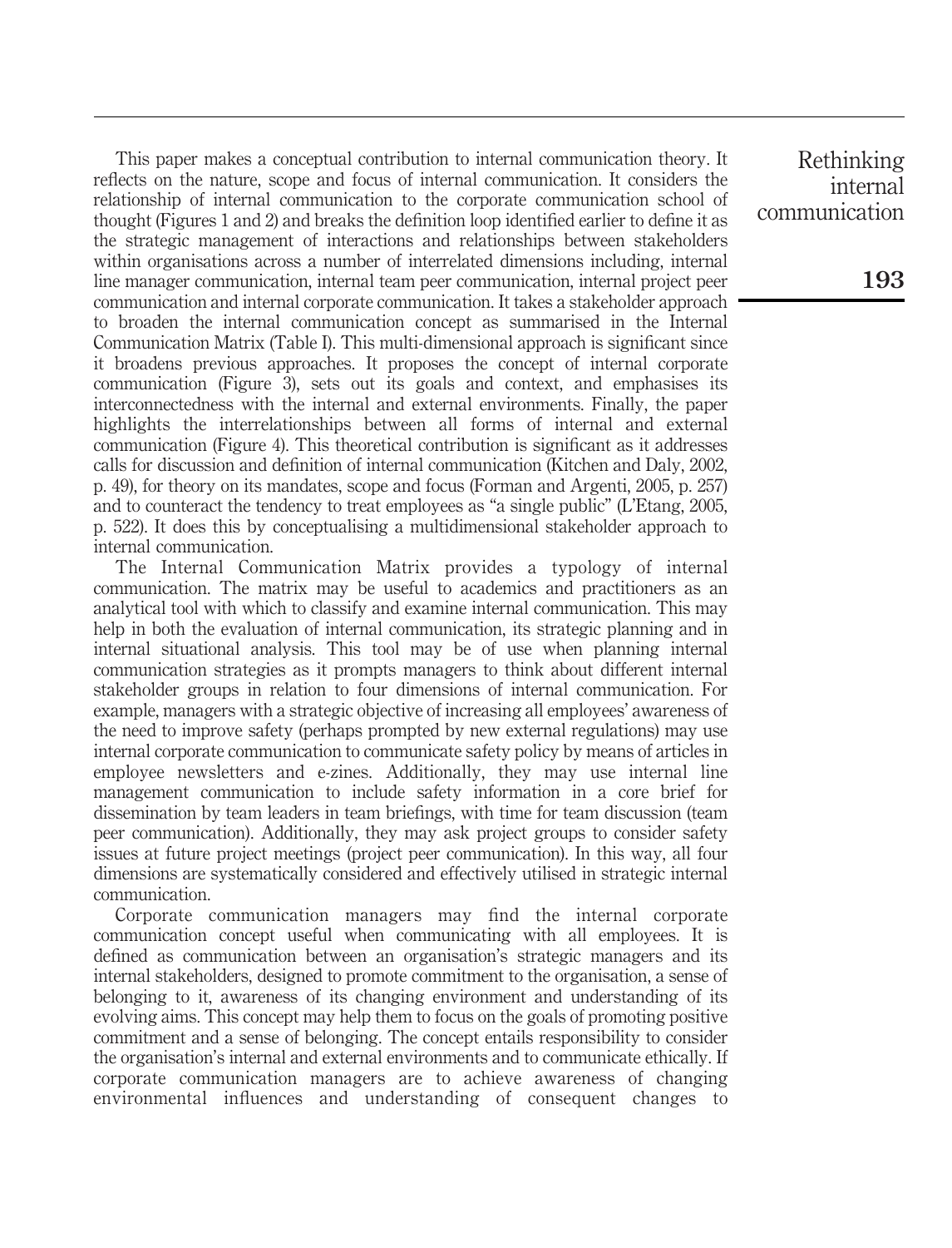This paper makes a conceptual contribution to internal communication theory. It reflects on the nature, scope and focus of internal communication. It considers the relationship of internal communication to the corporate communication school of thought (Figures 1 and 2) and breaks the definition loop identified earlier to define it as the strategic management of interactions and relationships between stakeholders within organisations across a number of interrelated dimensions including, internal line manager communication, internal team peer communication, internal project peer communication and internal corporate communication. It takes a stakeholder approach to broaden the internal communication concept as summarised in the Internal Communication Matrix (Table I). This multi-dimensional approach is significant since it broadens previous approaches. It proposes the concept of internal corporate communication (Figure 3), sets out its goals and context, and emphasises its interconnectedness with the internal and external environments. Finally, the paper highlights the interrelationships between all forms of internal and external communication (Figure 4). This theoretical contribution is significant as it addresses calls for discussion and definition of internal communication (Kitchen and Daly, 2002, p. 49), for theory on its mandates, scope and focus (Forman and Argenti, 2005, p. 257) and to counteract the tendency to treat employees as "a single public" (L'Etang, 2005, p. 522). It does this by conceptualising a multidimensional stakeholder approach to internal communication.

The Internal Communication Matrix provides a typology of internal communication. The matrix may be useful to academics and practitioners as an analytical tool with which to classify and examine internal communication. This may help in both the evaluation of internal communication, its strategic planning and in internal situational analysis. This tool may be of use when planning internal communication strategies as it prompts managers to think about different internal stakeholder groups in relation to four dimensions of internal communication. For example, managers with a strategic objective of increasing all employees' awareness of the need to improve safety (perhaps prompted by new external regulations) may use internal corporate communication to communicate safety policy by means of articles in employee newsletters and e-zines. Additionally, they may use internal line management communication to include safety information in a core brief for dissemination by team leaders in team briefings, with time for team discussion (team peer communication). Additionally, they may ask project groups to consider safety issues at future project meetings (project peer communication). In this way, all four dimensions are systematically considered and effectively utilised in strategic internal communication.

Corporate communication managers may find the internal corporate communication concept useful when communicating with all employees. It is defined as communication between an organisation's strategic managers and its internal stakeholders, designed to promote commitment to the organisation, a sense of belonging to it, awareness of its changing environment and understanding of its evolving aims. This concept may help them to focus on the goals of promoting positive commitment and a sense of belonging. The concept entails responsibility to consider the organisation's internal and external environments and to communicate ethically. If corporate communication managers are to achieve awareness of changing environmental influences and understanding of consequent changes to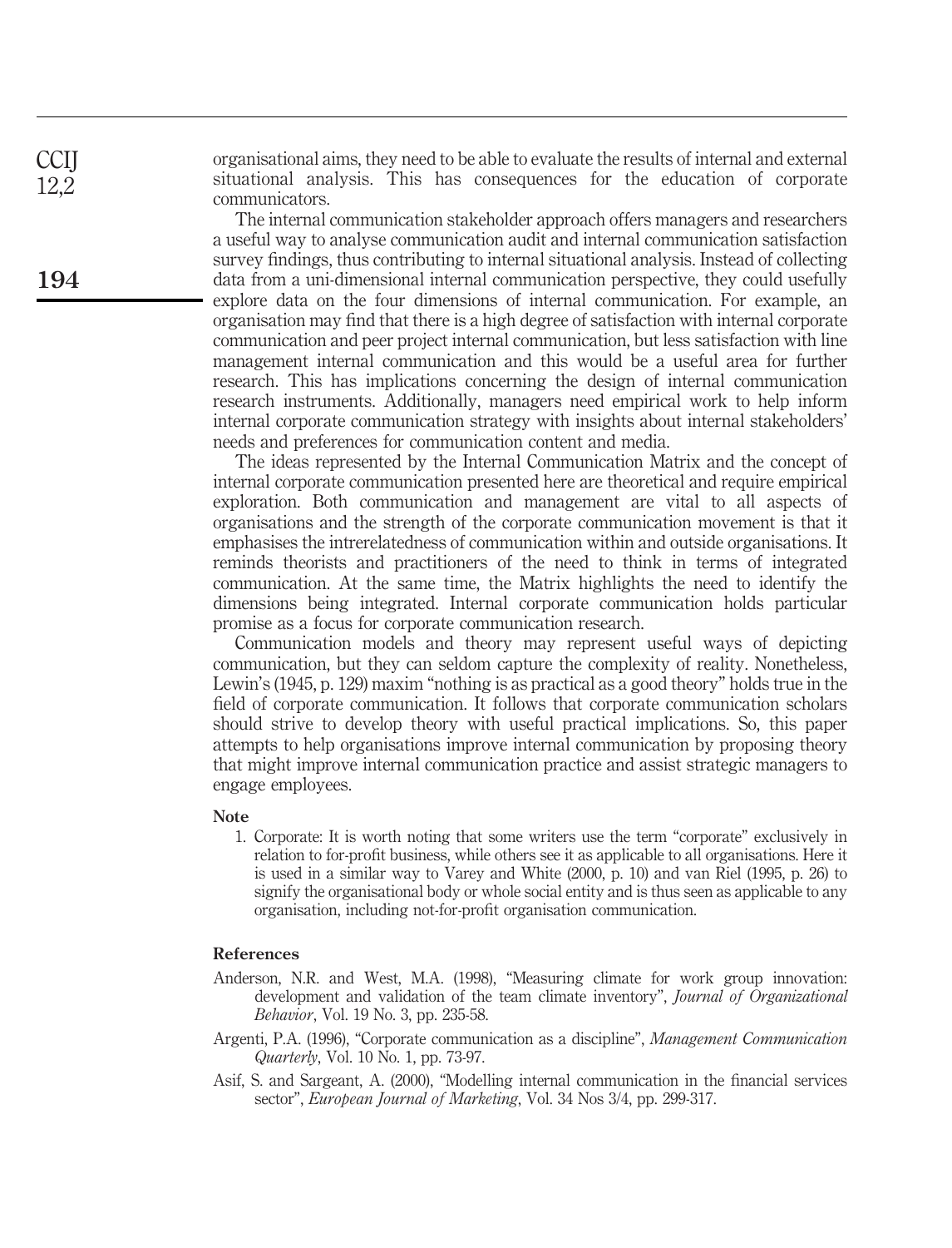organisational aims, they need to be able to evaluate the results of internal and external situational analysis. This has consequences for the education of corporate communicators.

The internal communication stakeholder approach offers managers and researchers a useful way to analyse communication audit and internal communication satisfaction survey findings, thus contributing to internal situational analysis. Instead of collecting data from a uni-dimensional internal communication perspective, they could usefully explore data on the four dimensions of internal communication. For example, an organisation may find that there is a high degree of satisfaction with internal corporate communication and peer project internal communication, but less satisfaction with line management internal communication and this would be a useful area for further research. This has implications concerning the design of internal communication research instruments. Additionally, managers need empirical work to help inform internal corporate communication strategy with insights about internal stakeholders' needs and preferences for communication content and media.

The ideas represented by the Internal Communication Matrix and the concept of internal corporate communication presented here are theoretical and require empirical exploration. Both communication and management are vital to all aspects of organisations and the strength of the corporate communication movement is that it emphasises the intrerelatedness of communication within and outside organisations. It reminds theorists and practitioners of the need to think in terms of integrated communication. At the same time, the Matrix highlights the need to identify the dimensions being integrated. Internal corporate communication holds particular promise as a focus for corporate communication research.

Communication models and theory may represent useful ways of depicting communication, but they can seldom capture the complexity of reality. Nonetheless, Lewin's (1945, p. 129) maxim "nothing is as practical as a good theory" holds true in the field of corporate communication. It follows that corporate communication scholars should strive to develop theory with useful practical implications. So, this paper attempts to help organisations improve internal communication by proposing theory that might improve internal communication practice and assist strategic managers to engage employees.

### Note

1. Corporate: It is worth noting that some writers use the term "corporate" exclusively in relation to for-profit business, while others see it as applicable to all organisations. Here it is used in a similar way to Varey and White (2000, p. 10) and van Riel (1995, p. 26) to signify the organisational body or whole social entity and is thus seen as applicable to any organisation, including not-for-profit organisation communication.

### References

Anderson, N.R. and West, M.A. (1998), "Measuring climate for work group innovation: development and validation of the team climate inventory", *Journal of Organizational Behavior*, Vol. 19 No. 3, pp. 235-58.

Argenti, P.A. (1996), "Corporate communication as a discipline", *Management Communication Quarterly*, Vol. 10 No. 1, pp. 73-97.

Asif, S. and Sargeant, A. (2000), "Modelling internal communication in the financial services sector", *European Journal of Marketing*, Vol. 34 Nos 3/4, pp. 299-317.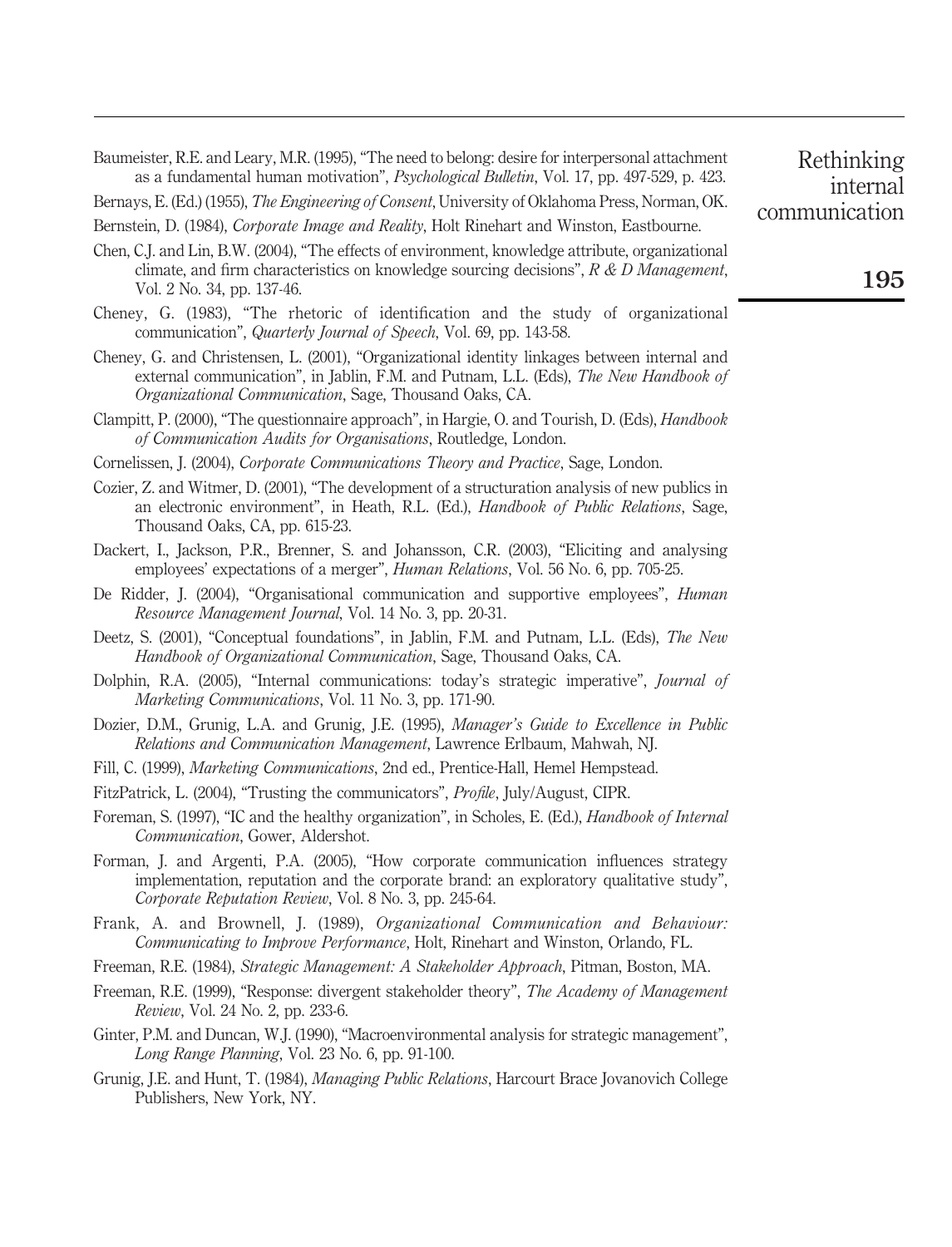Baumeister, R.E. and Leary, M.R. (1995), "The need to belong: desire for interpersonal attachment as a fundamental human motivation", *Psychological Bulletin*, Vol. 17, pp. 497-529, p. 423.

Bernays, E. (Ed.) (1955), *The Engineering of Consent*, University of Oklahoma Press, Norman, OK.

Bernstein, D. (1984), *Corporate Image and Reality*, Holt Rinehart and Winston, Eastbourne.

Chen, C.J. and Lin, B.W. (2004), "The effects of environment, knowledge attribute, organizational climate, and firm characteristics on knowledge sourcing decisions", *R & D Management*, Vol. 2 No. 34, pp. 137-46.

Cheney, G. (1983), "The rhetoric of identification and the study of organizational communication", *Quarterly Journal of Speech*, Vol. 69, pp. 143-58.

Cheney, G. and Christensen, L. (2001), "Organizational identity linkages between internal and external communication", in Jablin, F.M. and Putnam, L.L. (Eds), *The New Handbook of Organizational Communication*, Sage, Thousand Oaks, CA.

Clampitt, P. (2000), "The questionnaire approach", in Hargie, O. and Tourish, D. (Eds), *Handbook of Communication Audits for Organisations*, Routledge, London.

Cornelissen, J. (2004), *Corporate Communications Theory and Practice*, Sage, London.

Cozier, Z. and Witmer, D. (2001), "The development of a structuration analysis of new publics in an electronic environment", in Heath, R.L. (Ed.), *Handbook of Public Relations*, Sage, Thousand Oaks, CA, pp. 615-23.

Dackert, I., Jackson, P.R., Brenner, S. and Johansson, C.R. (2003), "Eliciting and analysing employees' expectations of a merger", *Human Relations*, Vol. 56 No. 6, pp. 705-25.

De Ridder, J. (2004), "Organisational communication and supportive employees", *Human Resource Management Journal*, Vol. 14 No. 3, pp. 20-31.

Deetz, S. (2001), "Conceptual foundations", in Jablin, F.M. and Putnam, L.L. (Eds), *The New Handbook of Organizational Communication*, Sage, Thousand Oaks, CA.

Dolphin, R.A. (2005), "Internal communications: today's strategic imperative", *Journal of Marketing Communications*, Vol. 11 No. 3, pp. 171-90.

Dozier, D.M., Grunig, L.A. and Grunig, J.E. (1995), *Manager's Guide to Excellence in Public Relations and Communication Management*, Lawrence Erlbaum, Mahwah, NJ.

Fill, C. (1999), *Marketing Communications*, 2nd ed., Prentice-Hall, Hemel Hempstead.

FitzPatrick, L. (2004), "Trusting the communicators", *Profile*, July/August, CIPR.

Foreman, S. (1997), "IC and the healthy organization", in Scholes, E. (Ed.), *Handbook of Internal Communication*, Gower, Aldershot.

Forman, J. and Argenti, P.A. (2005), "How corporate communication influences strategy implementation, reputation and the corporate brand: an exploratory qualitative study", *Corporate Reputation Review*, Vol. 8 No. 3, pp. 245-64.

Frank, A. and Brownell, J. (1989), *Organizational Communication and Behaviour: Communicating to Improve Performance*, Holt, Rinehart and Winston, Orlando, FL.

Freeman, R.E. (1984), *Strategic Management: A Stakeholder Approach*, Pitman, Boston, MA.

Freeman, R.E. (1999), "Response: divergent stakeholder theory", *The Academy of Management Review*, Vol. 24 No. 2, pp. 233-6.

Ginter, P.M. and Duncan, W.J. (1990), "Macroenvironmental analysis for strategic management", *Long Range Planning*, Vol. 23 No. 6, pp. 91-100.

Grunig, J.E. and Hunt, T. (1984), *Managing Public Relations*, Harcourt Brace Jovanovich College Publishers, New York, NY.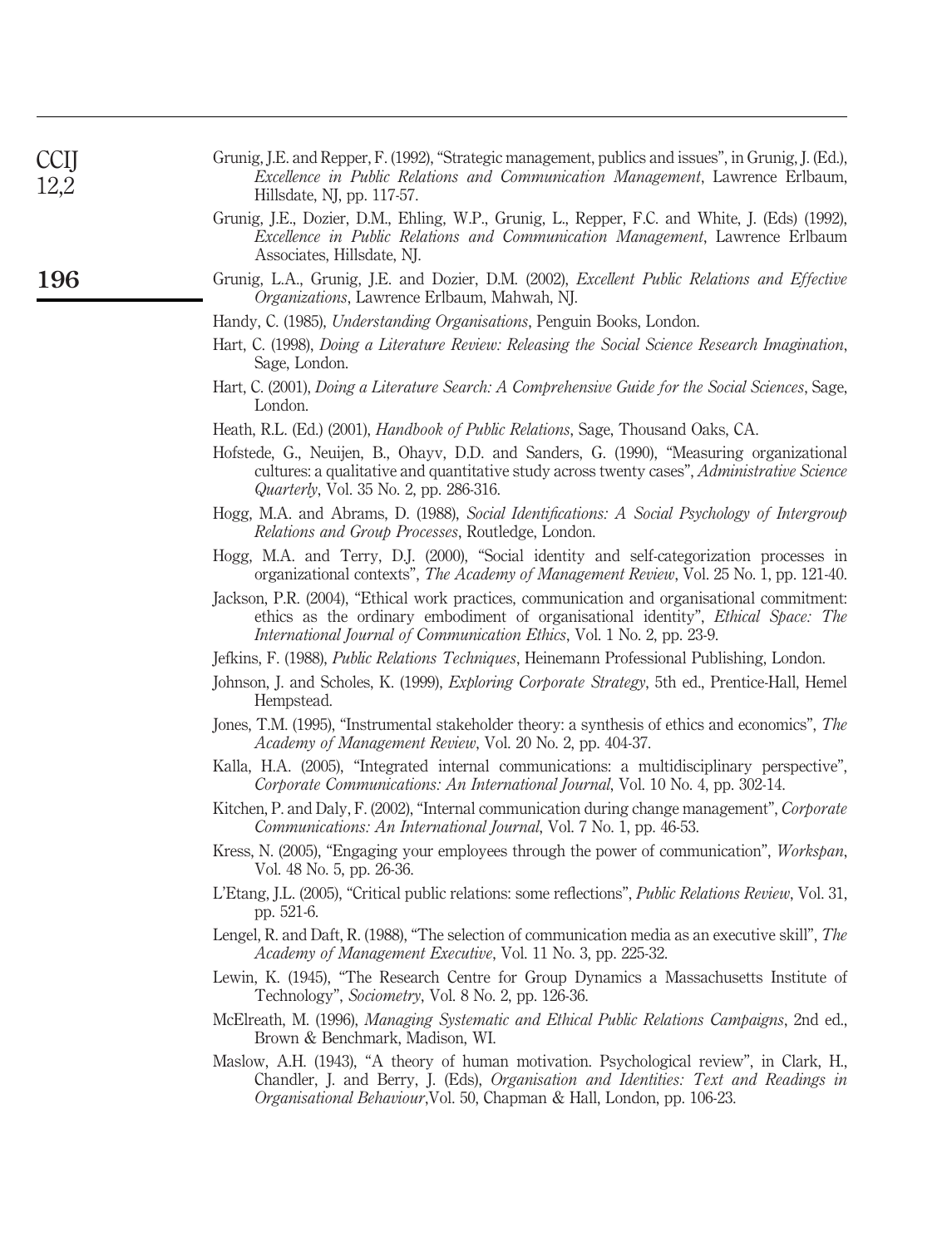Grunig, J.E. and Repper, F. (1992), "Strategic management, publics and issues", in Grunig, J. (Ed.), *Excellence in Public Relations and Communication Management*, Lawrence Erlbaum, Hillsdate, NJ, pp. 117-57.

Grunig, J.E., Dozier, D.M., Ehling, W.P., Grunig, L., Repper, F.C. and White, J. (Eds) (1992), *Excellence in Public Relations and Communication Management*, Lawrence Erlbaum Associates, Hillsdate, NJ.

Grunig, L.A., Grunig, J.E. and Dozier, D.M. (2002), *Excellent Public Relations and Effective Organizations*, Lawrence Erlbaum, Mahwah, NJ.

Handy, C. (1985), *Understanding Organisations*, Penguin Books, London.

Hart, C. (1998), *Doing a Literature Review: Releasing the Social Science Research Imagination*, Sage, London.

Hart, C. (2001), *Doing a Literature Search: A Comprehensive Guide for the Social Sciences*, Sage, London.

Heath, R.L. (Ed.) (2001), *Handbook of Public Relations*, Sage, Thousand Oaks, CA.

Hofstede, G., Neuijen, B., Ohayv, D.D. and Sanders, G. (1990), "Measuring organizational cultures: a qualitative and quantitative study across twenty cases", *Administrative Science Quarterly*, Vol. 35 No. 2, pp. 286-316.

Hogg, M.A. and Abrams, D. (1988), *Social Identifications: A Social Psychology of Intergroup Relations and Group Processes*, Routledge, London.

Hogg, M.A. and Terry, D.J. (2000), "Social identity and self-categorization processes in organizational contexts", *The Academy of Management Review*, Vol. 25 No. 1, pp. 121-40.

Jackson, P.R. (2004), "Ethical work practices, communication and organisational commitment: ethics as the ordinary embodiment of organisational identity", *Ethical Space: The International Journal of Communication Ethics*, Vol. 1 No. 2, pp. 23-9.

Jefkins, F. (1988), *Public Relations Techniques*, Heinemann Professional Publishing, London.

Johnson, J. and Scholes, K. (1999), *Exploring Corporate Strategy*, 5th ed., Prentice-Hall, Hemel Hempstead.

Jones, T.M. (1995), "Instrumental stakeholder theory: a synthesis of ethics and economics", *The Academy of Management Review*, Vol. 20 No. 2, pp. 404-37.

Kalla, H.A. (2005), "Integrated internal communications: a multidisciplinary perspective", *Corporate Communications: An International Journal*, Vol. 10 No. 4, pp. 302-14.

Kitchen, P. and Daly, F. (2002), "Internal communication during change management", *Corporate Communications: An International Journal*, Vol. 7 No. 1, pp. 46-53.

Kress, N. (2005), "Engaging your employees through the power of communication", *Workspan*, Vol. 48 No. 5, pp. 26-36.

L'Etang, J.L. (2005), "Critical public relations: some reflections", *Public Relations Review*, Vol. 31, pp. 521-6.

Lengel, R. and Daft, R. (1988), "The selection of communication media as an executive skill", *The Academy of Management Executive*, Vol. 11 No. 3, pp. 225-32.

Lewin, K. (1945), "The Research Centre for Group Dynamics a Massachusetts Institute of Technology", *Sociometry*, Vol. 8 No. 2, pp. 126-36.

McElreath, M. (1996), *Managing Systematic and Ethical Public Relations Campaigns*, 2nd ed., Brown & Benchmark, Madison, WI.

Maslow, A.H. (1943), "A theory of human motivation. Psychological review", in Clark, H., Chandler, J. and Berry, J. (Eds), *Organisation and Identities: Text and Readings in Organisational Behaviour*,Vol. 50, Chapman & Hall, London, pp. 106-23.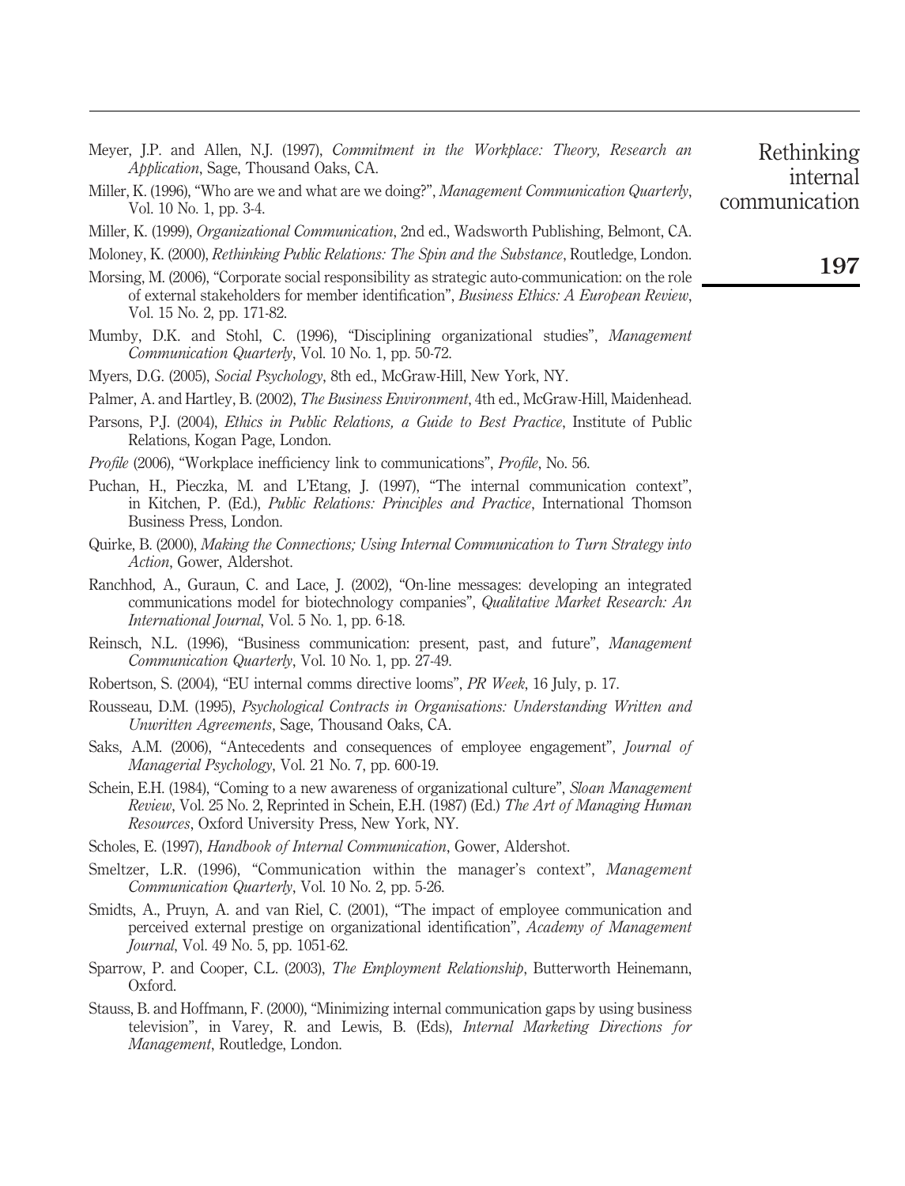Meyer, J.P. and Allen, N.J. (1997), *Commitment in the Workplace: Theory, Research an Application*, Sage, Thousand Oaks, CA.

Miller, K. (1996), "Who are we and what are we doing?", *Management Communication Quarterly*, Vol. 10 No. 1, pp. 3-4.

Miller, K. (1999), *Organizational Communication*, 2nd ed., Wadsworth Publishing, Belmont, CA.

Moloney, K. (2000), *Rethinking Public Relations: The Spin and the Substance*, Routledge, London.

Morsing, M. (2006), "Corporate social responsibility as strategic auto-communication: on the role of external stakeholders for member identification", *Business Ethics: A European Review*, Vol. 15 No. 2, pp. 171-82.

Mumby, D.K. and Stohl, C. (1996), "Disciplining organizational studies", *Management Communication Quarterly*, Vol. 10 No. 1, pp. 50-72.

Myers, D.G. (2005), *Social Psychology*, 8th ed., McGraw-Hill, New York, NY.

Palmer, A. and Hartley, B. (2002), *The Business Environment*, 4th ed., McGraw-Hill, Maidenhead.

Parsons, P.J. (2004), *Ethics in Public Relations, a Guide to Best Practice*, Institute of Public Relations, Kogan Page, London.

*Profile* (2006), "Workplace inefficiency link to communications", *Profile*, No. 56.

Puchan, H., Pieczka, M. and L'Etang, J. (1997), "The internal communication context", in Kitchen, P. (Ed.), *Public Relations: Principles and Practice*, International Thomson Business Press, London.

Quirke, B. (2000), *Making the Connections; Using Internal Communication to Turn Strategy into Action*, Gower, Aldershot.

Ranchhod, A., Guraun, C. and Lace, J. (2002), "On-line messages: developing an integrated communications model for biotechnology companies", *Qualitative Market Research: An International Journal*, Vol. 5 No. 1, pp. 6-18.

Reinsch, N.L. (1996), "Business communication: present, past, and future", *Management Communication Quarterly*, Vol. 10 No. 1, pp. 27-49.

Robertson, S. (2004), "EU internal comms directive looms", *PR Week*, 16 July, p. 17.

Rousseau, D.M. (1995), *Psychological Contracts in Organisations: Understanding Written and Unwritten Agreements*, Sage, Thousand Oaks, CA.

Saks, A.M. (2006), "Antecedents and consequences of employee engagement", *Journal of Managerial Psychology*, Vol. 21 No. 7, pp. 600-19.

Schein, E.H. (1984), "Coming to a new awareness of organizational culture", *Sloan Management Review*, Vol. 25 No. 2, Reprinted in Schein, E.H. (1987) (Ed.) *The Art of Managing Human Resources*, Oxford University Press, New York, NY.

Scholes, E. (1997), *Handbook of Internal Communication*, Gower, Aldershot.

Smeltzer, L.R. (1996), "Communication within the manager's context", *Management Communication Quarterly*, Vol. 10 No. 2, pp. 5-26.

Smidts, A., Pruyn, A. and van Riel, C. (2001), "The impact of employee communication and perceived external prestige on organizational identification", *Academy of Management Journal*, Vol. 49 No. 5, pp. 1051-62.

Sparrow, P. and Cooper, C.L. (2003), *The Employment Relationship*, Butterworth Heinemann, Oxford.

Stauss, B. and Hoffmann, F. (2000), "Minimizing internal communication gaps by using business television", in Varey, R. and Lewis, B. (Eds), *Internal Marketing Directions for Management*, Routledge, London.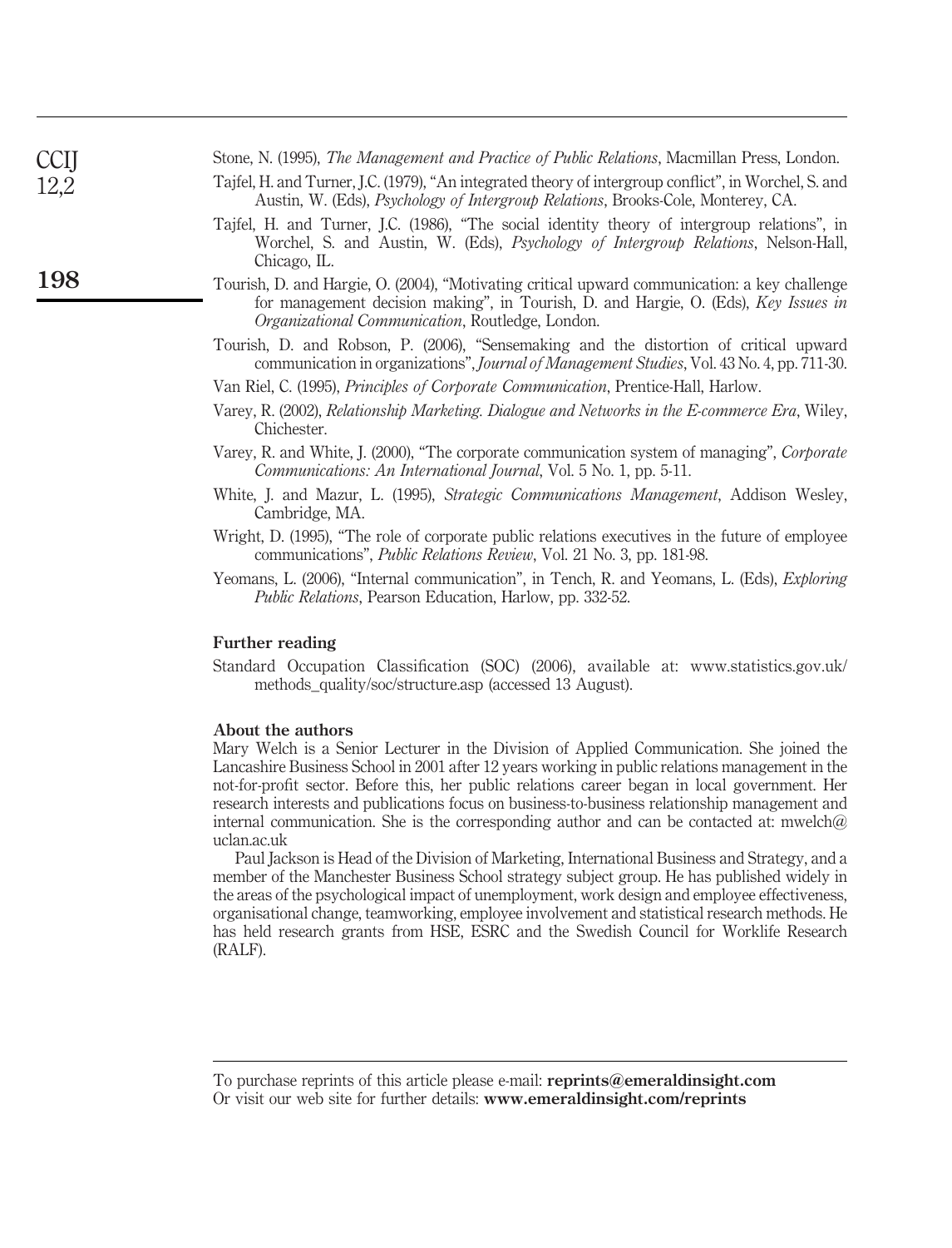Stone, N. (1995), *The Management and Practice of Public Relations*, Macmillan Press, London.

Tajfel, H. and Turner, J.C. (1979), "An integrated theory of intergroup conflict", in Worchel, S. and Austin, W. (Eds), *Psychology of Intergroup Relations*, Brooks-Cole, Monterey, CA.

Tajfel, H. and Turner, J.C. (1986), "The social identity theory of intergroup relations", in Worchel, S. and Austin, W. (Eds), *Psychology of Intergroup Relations*, Nelson-Hall, Chicago, IL.

Tourish, D. and Hargie, O. (2004), "Motivating critical upward communication: a key challenge for management decision making", in Tourish, D. and Hargie, O. (Eds), *Key Issues in Organizational Communication*, Routledge, London.

Tourish, D. and Robson, P. (2006), "Sensemaking and the distortion of critical upward communication in organizations", *Journal of Management Studies*, Vol. 43 No. 4, pp. 711-30.

Van Riel, C. (1995), *Principles of Corporate Communication*, Prentice-Hall, Harlow.

Varey, R. (2002), *Relationship Marketing. Dialogue and Networks in the E-commerce Era*, Wiley, Chichester.

Varey, R. and White, J. (2000), "The corporate communication system of managing", *Corporate Communications: An International Journal*, Vol. 5 No. 1, pp. 5-11.

White, J. and Mazur, L. (1995), *Strategic Communications Management*, Addison Wesley, Cambridge, MA.

Wright, D. (1995), "The role of corporate public relations executives in the future of employee communications", *Public Relations Review*, Vol. 21 No. 3, pp. 181-98.

Yeomans, L. (2006), "Internal communication", in Tench, R. and Yeomans, L. (Eds), *Exploring Public Relations*, Pearson Education, Harlow, pp. 332-52.

### Further reading

Standard Occupation Classification (SOC) (2006), available at: www.statistics.gov.uk/methods_quality/soc/structure.asp (accessed 13 August).

### About the authors

Mary Welch is a Senior Lecturer in the Division of Applied Communication. She joined the Lancashire Business School in 2001 after 12 years working in public relations management in the not-for-profit sector. Before this, her public relations career began in local government. Her research interests and publications focus on business-to-business relationship management and internal communication. She is the corresponding author and can be contacted at: mwelch@uclan.ac.uk

Paul Jackson is Head of the Division of Marketing, International Business and Strategy, and a member of the Manchester Business School strategy subject group. He has published widely in the areas of the psychological impact of unemployment, work design and employee effectiveness, organisational change, teamworking, employee involvement and statistical research methods. He has held research grants from HSE, ESRC and the Swedish Council for Worklife Research (RALF).

To purchase reprints of this article please e-mail: **reprints@emeraldinsight.com**
Or visit our web site for further details: **www.emeraldinsight.com/reprints**